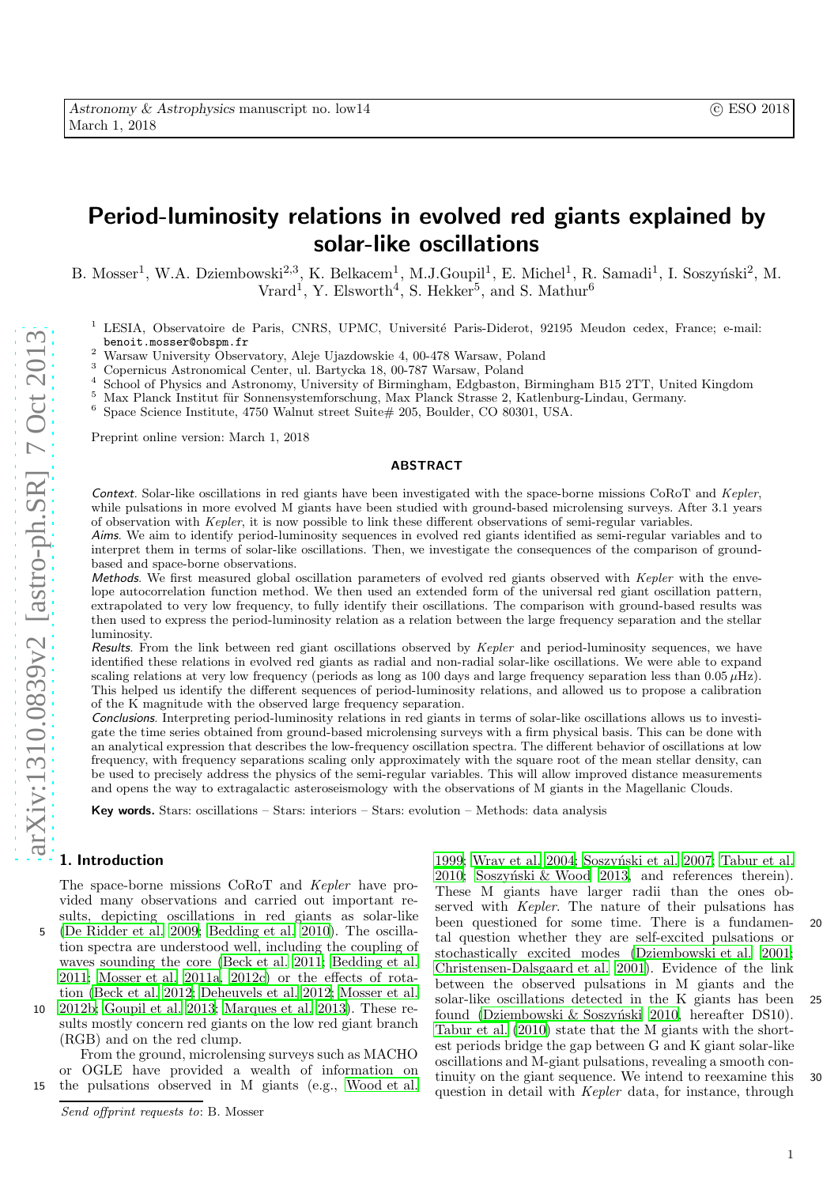# Period-luminosity relations in evolved red giants explained by solar-like oscillations

B. Mosser[1], W.A. Dziembowski[2,3], K. Belkacem[1], M.J.Goupil[1], E. Michel[1], R. Samadi[1], I. Soszyński[2], M. Vrard[1], Y. Elsworth[4], S. Hekker[5], and S. Mathur[6]

[1] LESIA, Observatoire de Paris, CNRS, UPMC, Université Paris-Diderot, 92195 Meudon cedex, France; e-mail: benoit.mosser@obspm.fr
[2] Warsaw University Observatory, Aleje Ujazdowskie 4, 00-478 Warsaw, Poland
[3] Copernicus Astronomical Center, ul. Bartycka 18, 00-787 Warsaw, Poland
[4] School of Physics and Astronomy, University of Birmingham, Edgbaston, Birmingham B15 2TT, United Kingdom
[5] Max Planck Institut für Sonnensystemforschung, Max Planck Strasse 2, Katlenburg-Lindau, Germany.
[6] Space Science Institute, 4750 Walnut street Suite# 205, Boulder, CO 80301, USA.

Preprint online version: March 1, 2018

## ABSTRACT

*Context*. Solar-like oscillations in red giants have been investigated with the space-borne missions CoRoT and *Kepler*, while pulsations in more evolved M giants have been studied with ground-based microlensing surveys. After 3.1 years of observation with *Kepler*, it is now possible to link these different observations of semi-regular variables.

*Aims*. We aim to identify period-luminosity sequences in evolved red giants identified as semi-regular variables and to interpret them in terms of solar-like oscillations. Then, we investigate the consequences of the comparison of ground-based and space-borne observations.

*Methods*. We first measured global oscillation parameters of evolved red giants observed with *Kepler* with the envelope autocorrelation function method. We then used an extended form of the universal red giant oscillation pattern, extrapolated to very low frequency, to fully identify their oscillations. The comparison with ground-based results was then used to express the period-luminosity relation as a relation between the large frequency separation and the stellar luminosity.

*Results*. From the link between red giant oscillations observed by *Kepler* and period-luminosity sequences, we have identified these relations in evolved red giants as radial and non-radial solar-like oscillations. We were able to expand scaling relations at very low frequency (periods as long as 100 days and large frequency separation less than 0.05 $\mu$Hz). This helped us identify the different sequences of period-luminosity relations, and allowed us to propose a calibration of the K magnitude with the observed large frequency separation.

*Conclusions*. Interpreting period-luminosity relations in red giants in terms of solar-like oscillations allows us to investigate the time series obtained from ground-based microlensing surveys with a firm physical basis. This can be done with an analytical expression that describes the low-frequency oscillation spectra. The different behavior of oscillations at low frequency, with frequency separations scaling only approximately with the square root of the mean stellar density, can be used to precisely address the physics of the semi-regular variables. This will allow improved distance measurements and opens the way to extragalactic asteroseismology with the observations of M giants in the Magellanic Clouds.

**Key words.** Stars: oscillations – Stars: interiors – Stars: evolution – Methods: data analysis

## 1. Introduction

The space-borne missions CoRoT and *Kepler* have provided many observations and carried out important results, depicting oscillations in red giants as solar-like (De Ridder et al. 2009; Bedding et al. 2010). The oscillation spectra are understood well, including the coupling of waves sounding the core (Beck et al. 2011; Bedding et al. 2011; Mosser et al. 2011a, 2012c) or the effects of rotation (Beck et al. 2012; Deheuvels et al. 2012; Mosser et al. 2012b; Goupil et al. 2013; Marques et al. 2013). These results mostly concern red giants on the low red giant branch (RGB) and on the red clump.

From the ground, microlensing surveys such as MACHO or OGLE have provided a wealth of information on the pulsations observed in M giants (e.g., Wood et al. 1999; Wray et al. 2004; Soszyński et al. 2007; Tabur et al. 2010; Soszyński & Wood 2013, and references therein). These M giants have larger radii than the ones observed with *Kepler*. The nature of their pulsations has been questioned for some time. There is a fundamental question whether they are self-excited pulsations or stochastically excited modes (Dziembowski et al. 2001; Christensen-Dalsgaard et al. 2001). Evidence of the link between the observed pulsations in M giants and the solar-like oscillations detected in the K giants has been found (Dziembowski & Soszyński 2010, hereafter DS10). Tabur et al. (2010) state that the M giants with the shortest periods bridge the gap between G and K giant solar-like oscillations and M-giant pulsations, revealing a smooth continuity on the giant sequence. We intend to reexamine this question in detail with *Kepler* data, for instance, through

---

*Send offprint requests to*: B. Mosser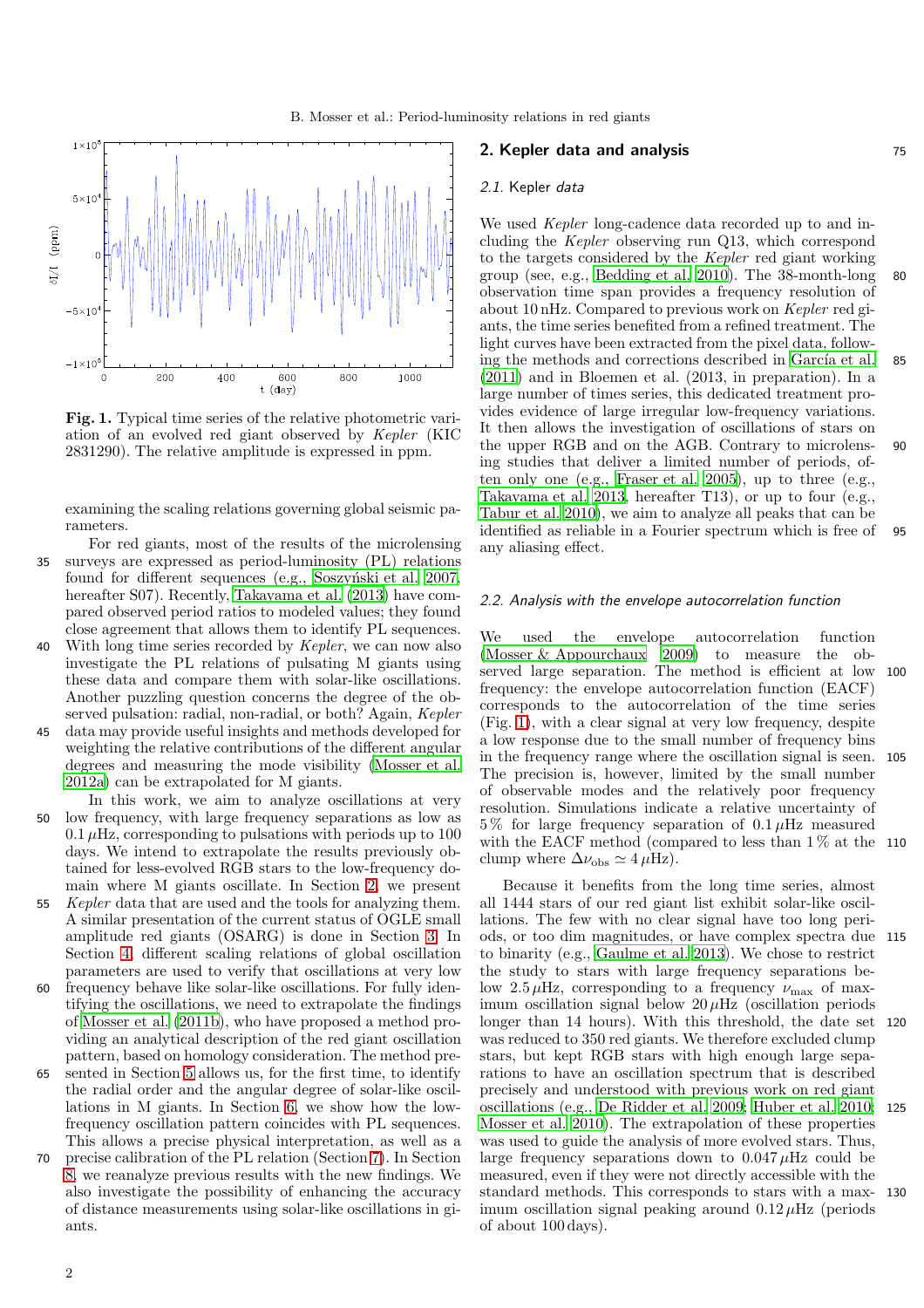**Fig. 1.** Typical time series of the relative photometric variation of an evolved red giant observed by *Kepler* (KIC 2831290). The relative amplitude is expressed in ppm.

examining the scaling relations governing global seismic parameters.

For red giants, most of the results of the microlensing surveys are expressed as period-luminosity (PL) relations found for different sequences (e.g., Soszyński et al. 2007, hereafter S07). Recently, Takayama et al. (2013) have compared observed period ratios to modeled values; they found close agreement that allows them to identify PL sequences. With long time series recorded by *Kepler*, we can now also investigate the PL relations of pulsating M giants using these data and compare them with solar-like oscillations. Another puzzling question concerns the degree of the observed pulsation: radial, non-radial, or both? Again, *Kepler* data may provide useful insights and methods developed for weighting the relative contributions of the different angular degrees and measuring the mode visibility (Mosser et al. 2012a) can be extrapolated for M giants.

In this work, we aim to analyze oscillations at very low frequency, with large frequency separations as low as $0.1\,\mu$Hz, corresponding to pulsations with periods up to 100 days. We intend to extrapolate the results previously obtained for less-evolved RGB stars to the low-frequency domain where M giants oscillate. In Section 2, we present *Kepler* data that are used and the tools for analyzing them. A similar presentation of the current status of OGLE small amplitude red giants (OSARG) is done in Section 3. In Section 4, different scaling relations of global oscillation parameters are used to verify that oscillations at very low frequency behave like solar-like oscillations. For fully identifying the oscillations, we need to extrapolate the findings of Mosser et al. (2011b), who have proposed a method providing an analytical description of the red giant oscillation pattern, based on homology consideration. The method presented in Section 5 allows us, for the first time, to identify the radial order and the angular degree of solar-like oscillations in M giants. In Section 6, we show how the low-frequency oscillation pattern coincides with PL sequences. This allows a precise physical interpretation, as well as a precise calibration of the PL relation (Section 7). In Section 8, we reanalyze previous results with the new findings. We also investigate the possibility of enhancing the accuracy of distance measurements using solar-like oscillations in giants.

## 2. Kepler data and analysis

### 2.1. *Kepler* data

We used *Kepler* long-cadence data recorded up to and including the *Kepler* observing run Q13, which correspond to the targets considered by the *Kepler* red giant working group (see, e.g., Bedding et al. 2010). The 38-month-long observation time span provides a frequency resolution of about 10 nHz. Compared to previous work on *Kepler* red giants, the time series benefited from a refined treatment. The light curves have been extracted from the pixel data, following the methods and corrections described in García et al. (2011) and in Bloemen et al. (2013, in preparation). In a large number of times series, this dedicated treatment provides evidence of large irregular low-frequency variations. It then allows the investigation of oscillations of stars on the upper RGB and on the AGB. Contrary to microlensing studies that deliver a limited number of periods, often only one (e.g., Fraser et al. 2005), up to three (e.g., Takayama et al. 2013, hereafter T13), or up to four (e.g., Tabur et al. 2010), we aim to analyze all peaks that can be identified as reliable in a Fourier spectrum which is free of any aliasing effect.

### 2.2. Analysis with the envelope autocorrelation function

We used the envelope autocorrelation function (Mosser & Appourchaux 2009) to measure the observed large separation. The method is efficient at low frequency: the envelope autocorrelation function (EACF) corresponds to the autocorrelation of the time series (Fig. 1), with a clear signal at very low frequency, despite a low response due to the small number of frequency bins in the frequency range where the oscillation signal is seen. The precision is, however, limited by the small number of observable modes and the relatively poor frequency resolution. Simulations indicate a relative uncertainty of 5 % for large frequency separation of $0.1\,\mu$Hz measured with the EACF method (compared to less than 1 % at the clump where $\Delta\nu_{\text{obs}} \simeq 4\,\mu$Hz).

Because it benefits from the long time series, almost all 1444 stars of our red giant list exhibit solar-like oscillations. The few with no clear signal have too long periods, or too dim magnitudes, or have complex spectra due to binarity (e.g., Gaulme et al. 2013). We chose to restrict the study to stars with large frequency separations below $2.5\,\mu$Hz, corresponding to a frequency $\nu_{\max}$ of maximum oscillation signal below $20\,\mu$Hz (oscillation periods longer than 14 hours). With this threshold, the date set was reduced to 350 red giants. We therefore excluded clump stars, but kept RGB stars with high enough large separations to have an oscillation spectrum that is described precisely and understood with previous work on red giant oscillations (e.g., De Ridder et al. 2009; Huber et al. 2010; Mosser et al. 2010). The extrapolation of these properties was used to guide the analysis of more evolved stars. Thus, large frequency separations down to $0.047\,\mu$Hz could be measured, even if they were not directly accessible with the standard methods. This corresponds to stars with a maximum oscillation signal peaking around $0.12\,\mu$Hz (periods of about 100 days).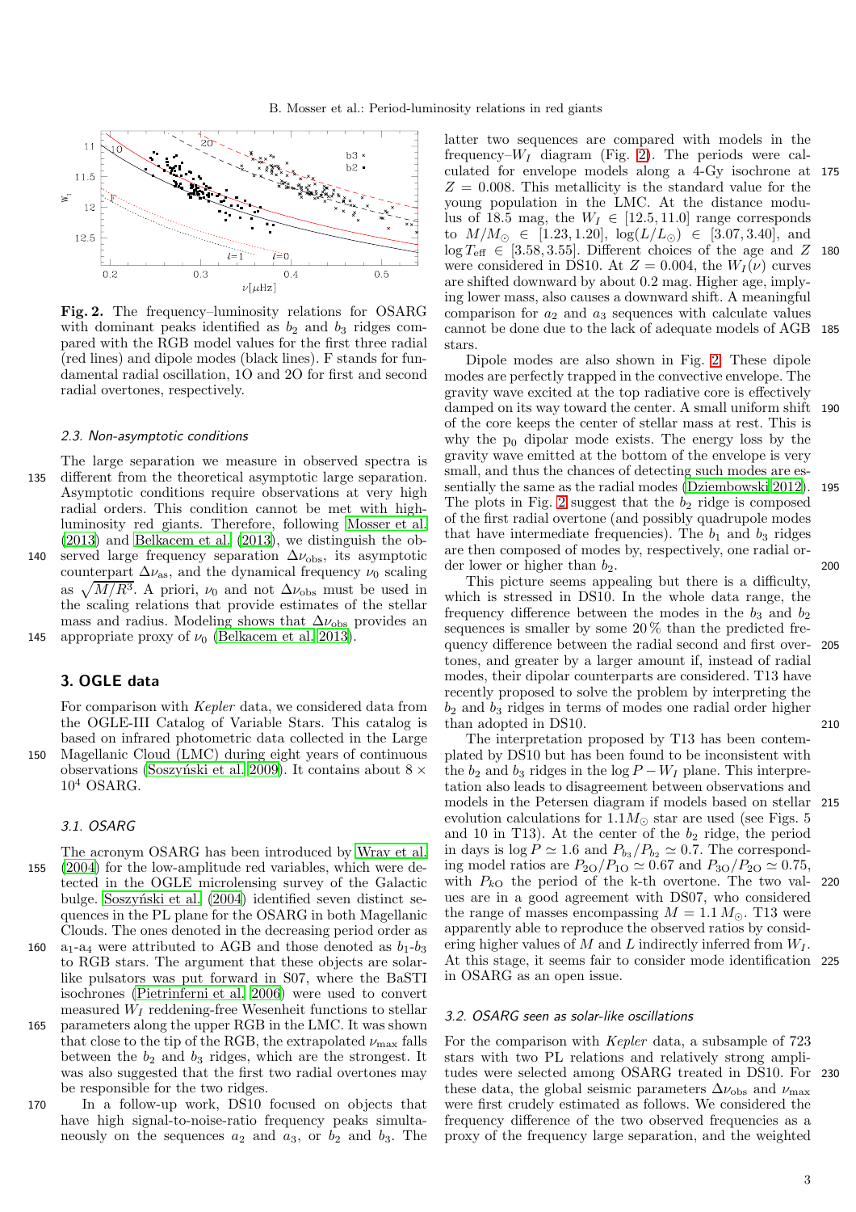**Fig. 2.** The frequency–luminosity relations for OSARG with dominant peaks identified as $b_2$ and $b_3$ ridges compared with the RGB model values for the first three radial (red lines) and dipole modes (black lines). F stands for fundamental radial oscillation, 1O and 2O for first and second radial overtones, respectively.

### 2.3. Non-asymptotic conditions

The large separation we measure in observed spectra is different from the theoretical asymptotic large separation. Asymptotic conditions require observations at very high radial orders. This condition cannot be met with high-luminosity red giants. Therefore, following Mosser et al. (2013) and Belkacem et al. (2013), we distinguish the observed large frequency separation $\Delta\nu_{\rm obs}$, its asymptotic counterpart $\Delta\nu_{\rm as}$, and the dynamical frequency $\nu_0$ scaling as $\sqrt{M/R^3}$. A priori, $\nu_0$ and not $\Delta\nu_{\rm obs}$ must be used in the scaling relations that provide estimates of the stellar mass and radius. Modeling shows that $\Delta\nu_{\rm obs}$ provides an appropriate proxy of $\nu_0$ (Belkacem et al. 2013).

## 3. OGLE data

For comparison with *Kepler* data, we considered data from the OGLE-III Catalog of Variable Stars. This catalog is based on infrared photometric data collected in the Large Magellanic Cloud (LMC) during eight years of continuous observations (Soszyński et al. 2009). It contains about $8 \times 10^4$ OSARG.

### 3.1. OSARG

The acronym OSARG has been introduced by Wray et al. (2004) for the low-amplitude red variables, which were detected in the OGLE microlensing survey of the Galactic bulge. Soszyński et al. (2004) identified seven distinct sequences in the PL plane for the OSARG in both Magellanic Clouds. The ones denoted in the decreasing period order as $a_1$-$a_4$ were attributed to AGB and those denoted as $b_1$-$b_3$ to RGB stars. The argument that these objects are solar-like pulsators was put forward in S07, where the BaSTI isochrones (Pietrinferni et al. 2006) were used to convert measured $W_I$ reddening-free Wesenheit functions to stellar parameters along the upper RGB in the LMC. It was shown that close to the tip of the RGB, the extrapolated $\nu_{\max}$ falls between the $b_2$ and $b_3$ ridges, which are the strongest. It was also suggested that the first two radial overtones may be responsible for the two ridges.

In a follow-up work, DS10 focused on objects that have high signal-to-noise-ratio frequency peaks simultaneously on the sequences $a_2$ and $a_3$, or $b_2$ and $b_3$. The latter two sequences are compared with models in the frequency–$W_I$ diagram (Fig. 2). The periods were calculated for envelope models along a 4-Gy isochrone at $Z = 0.008$. This metallicity is the standard value for the young population in the LMC. At the distance modulus of 18.5 mag, the $W_I \in [12.5, 11.0]$ range corresponds to $M/M_\odot \in [1.23, 1.20]$, $\log(L/L_\odot) \in [3.07, 3.40]$, and $\log T_{\rm eff} \in [3.58, 3.55]$. Different choices of the age and $Z$ were considered in DS10. At $Z = 0.004$, the $W_I(\nu)$ curves are shifted downward by about 0.2 mag. Higher age, implying lower mass, also causes a downward shift. A meaningful comparison for $a_2$ and $a_3$ sequences with calculate values cannot be done due to the lack of adequate models of AGB stars.

Dipole modes are also shown in Fig. 2. These dipole modes are perfectly trapped in the convective envelope. The gravity wave excited at the top radiative core is effectively damped on its way toward the center. A small uniform shift of the core keeps the center of stellar mass at rest. This is why the $\mathrm{p}_0$ dipolar mode exists. The energy loss by the gravity wave emitted at the bottom of the envelope is very small, and thus the chances of detecting such modes are essentially the same as the radial modes (Dziembowski 2012). The plots in Fig. 2 suggest that the $b_2$ ridge is composed of the first radial overtone (and possibly quadrupole modes that have intermediate frequencies). The $b_1$ and $b_3$ ridges are then composed of modes by, respectively, one radial order lower or higher than $b_2$.

This picture seems appealing but there is a difficulty, which is stressed in DS10. In the whole data range, the frequency difference between the modes in the $b_3$ and $b_2$ sequences is smaller by some 20 % than the predicted frequency difference between the radial second and first overtones, and greater by a larger amount if, instead of radial modes, their dipolar counterparts are considered. T13 have recently proposed to solve the problem by interpreting the $b_2$ and $b_3$ ridges in terms of modes one radial order higher than adopted in DS10.

The interpretation proposed by T13 has been contemplated by DS10 but has been found to be inconsistent with the $b_2$ and $b_3$ ridges in the $\log P - W_I$ plane. This interpretation also leads to disagreement between observations and models in the Petersen diagram if models based on stellar evolution calculations for $1.1 M_\odot$ star are used (see Figs. 5 and 10 in T13). At the center of the $b_2$ ridge, the period in days is $\log P \simeq 1.6$ and $P_{b_3}/P_{b_2} \simeq 0.7$. The corresponding model ratios are $P_{2\mathrm{O}}/P_{1\mathrm{O}} \simeq 0.67$ and $P_{3\mathrm{O}}/P_{2\mathrm{O}} \simeq 0.75$, with $P_{k\mathrm{O}}$ the period of the k-th overtone. The two values are in a good agreement with DS07, who considered the range of masses encompassing $M = 1.1\, M_\odot$. T13 were apparently able to reproduce the observed ratios by considering higher values of $M$ and $L$ indirectly inferred from $W_I$. At this stage, it seems fair to consider mode identification in OSARG as an open issue.

### 3.2. OSARG seen as solar-like oscillations

For the comparison with *Kepler* data, a subsample of 723 stars with two PL relations and relatively strong amplitudes were selected among OSARG treated in DS10. For these data, the global seismic parameters $\Delta\nu_{\rm obs}$ and $\nu_{\max}$ were first crudely estimated as follows. We considered the frequency difference of the two observed frequencies as a proxy of the frequency large separation, and the weighted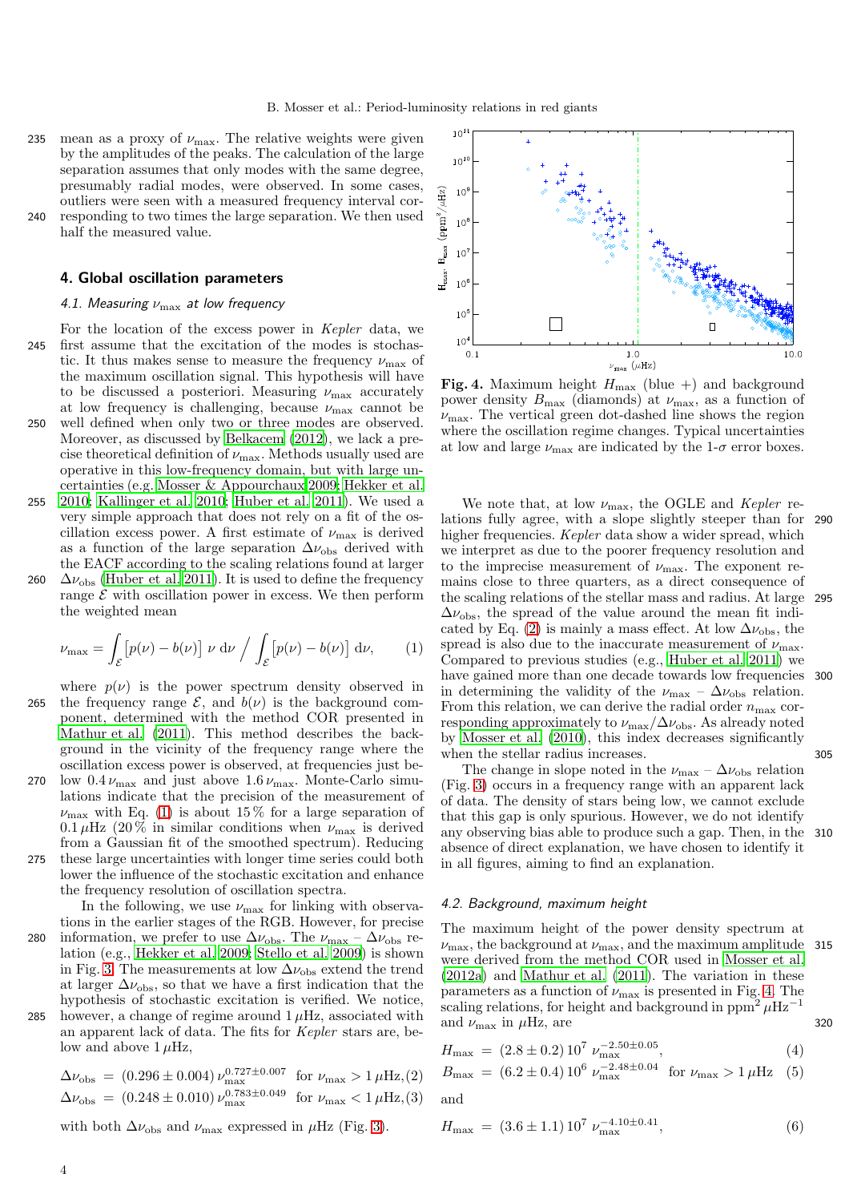mean as a proxy of $\nu_{\max}$. The relative weights were given by the amplitudes of the peaks. The calculation of the large separation assumes that only modes with the same degree, presumably radial modes, were observed. In some cases, outliers were seen with a measured frequency interval corresponding to two times the large separation. We then used half the measured value.

## 4. Global oscillation parameters

### 4.1. Measuring $\nu_{\max}$ at low frequency

For the location of the excess power in *Kepler* data, we first assume that the excitation of the modes is stochastic. It thus makes sense to measure the frequency $\nu_{\max}$ of the maximum oscillation signal. This hypothesis will have to be discussed a posteriori. Measuring $\nu_{\max}$ accurately at low frequency is challenging, because $\nu_{\max}$ cannot be well defined when only two or three modes are observed. Moreover, as discussed by Belkacem (2012), we lack a precise theoretical definition of $\nu_{\max}$. Methods usually used are operative in this low-frequency domain, but with large uncertainties (e.g. Mosser & Appourchaux 2009; Hekker et al. 2010; Kallinger et al. 2010; Huber et al. 2011). We used a very simple approach that does not rely on a fit of the oscillation excess power. A first estimate of $\nu_{\max}$ is derived as a function of the large separation $\Delta\nu_{\mathrm{obs}}$ derived with the EACF according to the scaling relations found at larger $\Delta\nu_{\mathrm{obs}}$ (Huber et al. 2011). It is used to define the frequency range $\mathcal{E}$ with oscillation power in excess. We then perform the weighted mean

$$\nu_{\max} = \int_{\mathcal{E}} [p(\nu) - b(\nu)]\ \nu\ \mathrm{d}\nu \Big/ \int_{\mathcal{E}} [p(\nu) - b(\nu)]\ \mathrm{d}\nu, \qquad (1)$$

where $p(\nu)$ is the power spectrum density observed in the frequency range $\mathcal{E}$, and $b(\nu)$ is the background component, determined with the method COR presented in Mathur et al. (2011). This method describes the background in the vicinity of the frequency range where the oscillation excess power is observed, at frequencies just below $0.4\,\nu_{\max}$ and just above $1.6\,\nu_{\max}$. Monte-Carlo simulations indicate that the precision of the measurement of $\nu_{\max}$ with Eq. (1) is about 15 % for a large separation of $0.1\,\mu$Hz (20 % in similar conditions when $\nu_{\max}$ is derived from a Gaussian fit of the smoothed spectrum). Reducing these large uncertainties with longer time series could both lower the influence of the stochastic excitation and enhance the frequency resolution of oscillation spectra.

In the following, we use $\nu_{\max}$ for linking with observations in the earlier stages of the RGB. However, for precise information, we prefer to use $\Delta\nu_{\mathrm{obs}}$. The $\nu_{\max}$ – $\Delta\nu_{\mathrm{obs}}$ relation (e.g., Hekker et al. 2009; Stello et al. 2009) is shown in Fig. 3. The measurements at low $\Delta\nu_{\mathrm{obs}}$ extend the trend at larger $\Delta\nu_{\mathrm{obs}}$, so that we have a first indication that the hypothesis of stochastic excitation is verified. We notice, however, a change of regime around $1\,\mu$Hz, associated with an apparent lack of data. The fits for *Kepler* stars are, below and above $1\,\mu$Hz,

$$\Delta\nu_{\mathrm{obs}} = (0.296 \pm 0.004)\,\nu_{\max}^{0.727\pm0.007} \quad \text{for } \nu_{\max} > 1\,\mu\text{Hz}, \qquad (2)$$

$$\Delta\nu_{\mathrm{obs}} = (0.248 \pm 0.010)\,\nu_{\max}^{0.783\pm0.049} \quad \text{for } \nu_{\max} < 1\,\mu\text{Hz}, \qquad (3)$$

with both $\Delta\nu_{\mathrm{obs}}$ and $\nu_{\max}$ expressed in $\mu$Hz (Fig. 3).

**Fig. 4.** Maximum height $H_{\max}$ (blue +) and background power density $B_{\max}$ (diamonds) at $\nu_{\max}$, as a function of $\nu_{\max}$. The vertical green dot-dashed line shows the region where the oscillation regime changes. Typical uncertainties at low and large $\nu_{\max}$ are indicated by the 1-$\sigma$ error boxes.

We note that, at low $\nu_{\max}$, the OGLE and *Kepler* relations fully agree, with a slope slightly steeper than for higher frequencies. *Kepler* data show a wider spread, which we interpret as due to the poorer frequency resolution and to the imprecise measurement of $\nu_{\max}$. The exponent remains close to three quarters, as a direct consequence of the scaling relations of the stellar mass and radius. At large $\Delta\nu_{\mathrm{obs}}$, the spread of the value around the mean fit indicated by Eq. (2) is mainly a mass effect. At low $\Delta\nu_{\mathrm{obs}}$, the spread is also due to the inaccurate measurement of $\nu_{\max}$. Compared to previous studies (e.g., Huber et al. 2011) we have gained more than one decade towards low frequencies in determining the validity of the $\nu_{\max}$ – $\Delta\nu_{\mathrm{obs}}$ relation. From this relation, we can derive the radial order $n_{\max}$ corresponding approximately to $\nu_{\max}/\Delta\nu_{\mathrm{obs}}$. As already noted by Mosser et al. (2010), this index decreases significantly when the stellar radius increases.

The change in slope noted in the $\nu_{\max}$ – $\Delta\nu_{\mathrm{obs}}$ relation (Fig. 3) occurs in a frequency range with an apparent lack of data. The density of stars being low, we cannot exclude that this gap is only spurious. However, we do not identify any observing bias able to produce such a gap. Then, in the absence of direct explanation, we have chosen to identify it in all figures, aiming to find an explanation.

### 4.2. Background, maximum height

The maximum height of the power density spectrum at $\nu_{\max}$, the background at $\nu_{\max}$, and the maximum amplitude were derived from the method COR used in Mosser et al. (2012a) and Mathur et al. (2011). The variation in these parameters as a function of $\nu_{\max}$ is presented in Fig. 4. The scaling relations, for height and background in ppm$^2\,\mu$Hz$^{-1}$ and $\nu_{\max}$ in $\mu$Hz, are

$$H_{\max} = (2.8 \pm 0.2)\,10^7\ \nu_{\max}^{-2.50\pm0.05}, \qquad (4)$$

$$B_{\max} = (6.2 \pm 0.4)\,10^6\ \nu_{\max}^{-2.48\pm0.04} \quad \text{for } \nu_{\max} > 1\,\mu\text{Hz} \qquad (5)$$

and

$$H_{\max} = (3.6 \pm 1.1)\,10^7\ \nu_{\max}^{-4.10\pm0.41}, \qquad (6)$$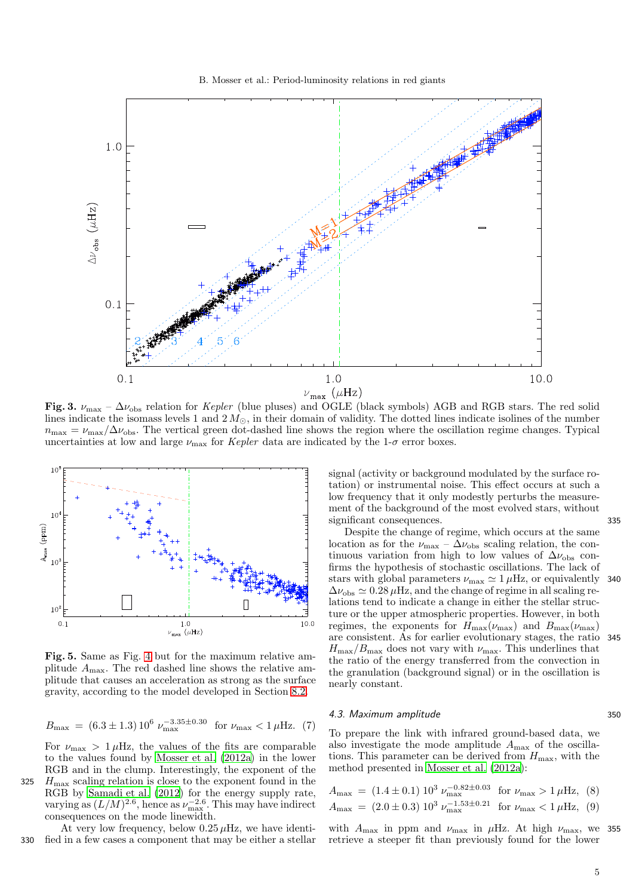**Fig. 3.** $\nu_{\max}$ – $\Delta\nu_{\rm obs}$ relation for *Kepler* (blue pluses) and OGLE (black symbols) AGB and RGB stars. The red solid lines indicate the isomass levels 1 and $2\,M_\odot$, in their domain of validity. The dotted lines indicate isolines of the number $n_{\max} = \nu_{\max}/\Delta\nu_{\rm obs}$. The vertical green dot-dashed line shows the region where the oscillation regime changes. Typical uncertainties at low and large $\nu_{\max}$ for *Kepler* data are indicated by the 1-$\sigma$ error boxes.

**Fig. 5.** Same as Fig. 4 but for the maximum relative amplitude $A_{\max}$. The red dashed line shows the relative amplitude that causes an acceleration as strong as the surface gravity, according to the model developed in Section 8.2.

$$B_{\max} = (6.3 \pm 1.3)\, 10^6\ \nu_{\max}^{-3.35\pm0.30} \quad \text{for } \nu_{\max} < 1\,\mu\text{Hz}. \quad (7)$$

For $\nu_{\max} > 1\,\mu$Hz, the values of the fits are comparable to the values found by Mosser et al. (2012a) in the lower RGB and in the clump. Interestingly, the exponent of the $H_{\max}$ scaling relation is close to the exponent found in the RGB by Samadi et al. (2012) for the energy supply rate, varying as $(L/M)^{2.6}$, hence as $\nu_{\max}^{-2.6}$. This may have indirect consequences on the mode linewidth.

At very low frequency, below $0.25\,\mu$Hz, we have identified in a few cases a component that may be either a stellar signal (activity or background modulated by the surface rotation) or instrumental noise. This effect occurs at such a low frequency that it only modestly perturbs the measurement of the background of the most evolved stars, without significant consequences.

Despite the change of regime, which occurs at the same location as for the $\nu_{\max}$ – $\Delta\nu_{\rm obs}$ scaling relation, the continuous variation from high to low values of $\Delta\nu_{\rm obs}$ confirms the hypothesis of stochastic oscillations. The lack of stars with global parameters $\nu_{\max} \simeq 1\,\mu$Hz, or equivalently $\Delta\nu_{\rm obs} \simeq 0.28\,\mu$Hz, and the change of regime in all scaling relations tend to indicate a change in either the stellar structure or the upper atmospheric properties. However, in both regimes, the exponents for $H_{\max}(\nu_{\max})$ and $B_{\max}(\nu_{\max})$ are consistent. As for earlier evolutionary stages, the ratio $H_{\max}/B_{\max}$ does not vary with $\nu_{\max}$. This underlines that the ratio of the energy transferred from the convection in the granulation (background signal) or in the oscillation is nearly constant.

### 4.3. Maximum amplitude

To prepare the link with infrared ground-based data, we also investigate the mode amplitude $A_{\max}$ of the oscillations. This parameter can be derived from $H_{\max}$, with the method presented in Mosser et al. (2012a):

$$A_{\max} = (1.4 \pm 0.1)\, 10^3\ \nu_{\max}^{-0.82\pm0.03} \quad \text{for } \nu_{\max} > 1\,\mu\text{Hz}, \quad (8)$$

$$A_{\max} = (2.0 \pm 0.3)\, 10^3\ \nu_{\max}^{-1.53\pm0.21} \quad \text{for } \nu_{\max} < 1\,\mu\text{Hz}, \quad (9)$$

with $A_{\max}$ in ppm and $\nu_{\max}$ in $\mu$Hz. At high $\nu_{\max}$, we retrieve a steeper fit than previously found for the lower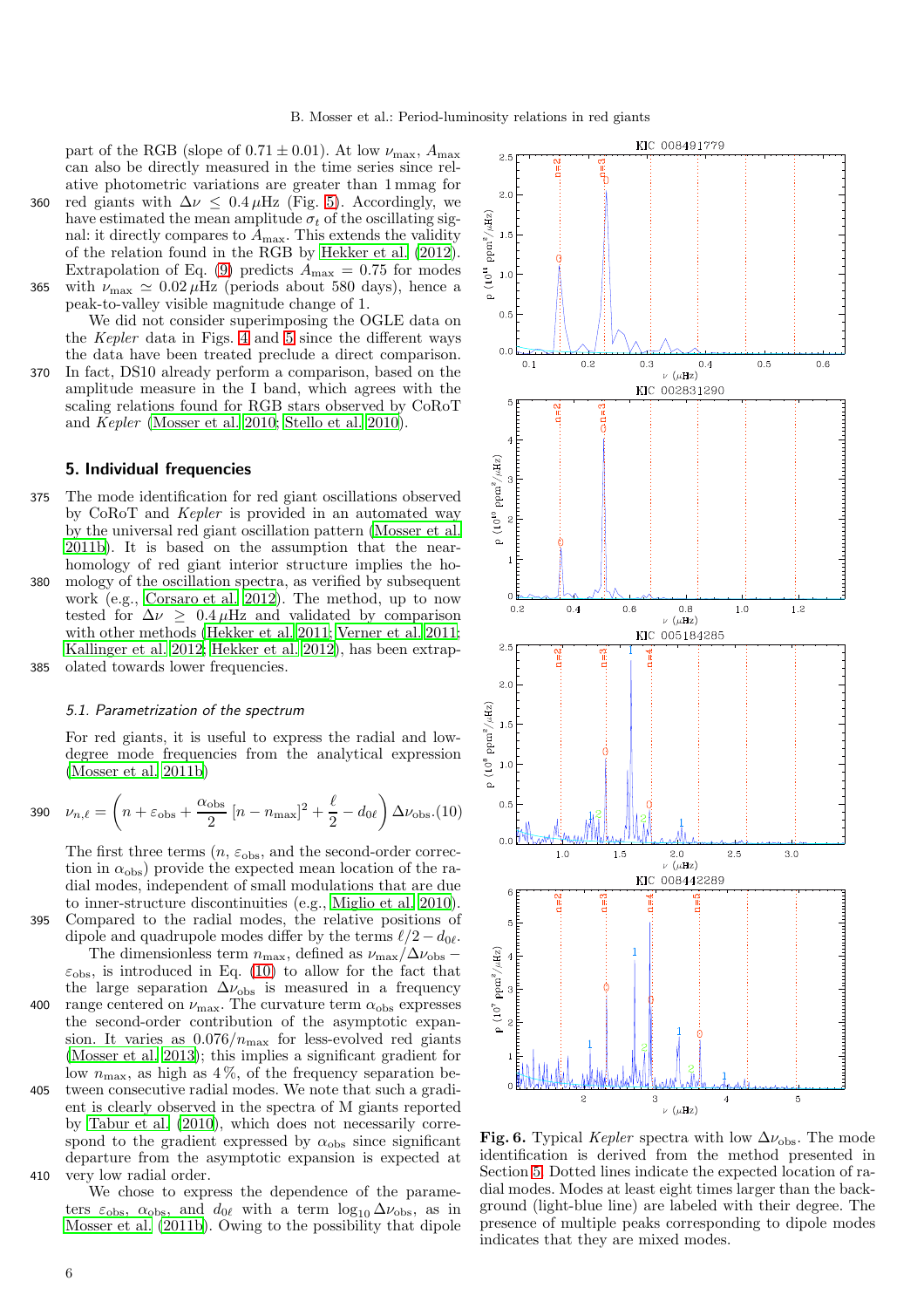part of the RGB (slope of $0.71 \pm 0.01$). At low $\nu_{\max}$, $A_{\max}$ can also be directly measured in the time series since relative photometric variations are greater than 1 mmag for red giants with $\Delta\nu \leq 0.4\,\mu$Hz (Fig. 5). Accordingly, we have estimated the mean amplitude $\sigma_t$ of the oscillating signal: it directly compares to $A_{\max}$. This extends the validity of the relation found in the RGB by Hekker et al. (2012). Extrapolation of Eq. (9) predicts $A_{\max} = 0.75$ for modes with $\nu_{\max} \simeq 0.02\,\mu$Hz (periods about 580 days), hence a peak-to-valley visible magnitude change of 1.

We did not consider superimposing the OGLE data on the *Kepler* data in Figs. 4 and 5 since the different ways the data have been treated preclude a direct comparison. In fact, DS10 already perform a comparison, based on the amplitude measure in the I band, which agrees with the scaling relations found for RGB stars observed by CoRoT and *Kepler* (Mosser et al. 2010; Stello et al. 2010).

## 5. Individual frequencies

The mode identification for red giant oscillations observed by CoRoT and *Kepler* is provided in an automated way by the universal red giant oscillation pattern (Mosser et al. 2011b). It is based on the assumption that the near-homology of red giant interior structure implies the homology of the oscillation spectra, as verified by subsequent work (e.g., Corsaro et al. 2012). The method, up to now tested for $\Delta\nu \geq 0.4\,\mu$Hz and validated by comparison with other methods (Hekker et al. 2011; Verner et al. 2011; Kallinger et al. 2012; Hekker et al. 2012), has been extrapolated towards lower frequencies.

### 5.1. Parametrization of the spectrum

For red giants, it is useful to express the radial and low-degree mode frequencies from the analytical expression (Mosser et al. 2011b)

$$\nu_{n,\ell} = \left( n + \varepsilon_{\mathrm{obs}} + \frac{\alpha_{\mathrm{obs}}}{2} \left[ n - n_{\max} \right]^2 + \frac{\ell}{2} - d_{0\ell} \right) \Delta\nu_{\mathrm{obs}}. \quad (10)$$

The first three terms ($n$, $\varepsilon_{\mathrm{obs}}$, and the second-order correction in $\alpha_{\mathrm{obs}}$) provide the expected mean location of the radial modes, independent of small modulations that are due to inner-structure discontinuities (e.g., Miglio et al. 2010). Compared to the radial modes, the relative positions of dipole and quadrupole modes differ by the terms $\ell/2 - d_{0\ell}$.

The dimensionless term $n_{\max}$, defined as $\nu_{\max}/\Delta\nu_{\mathrm{obs}} - \varepsilon_{\mathrm{obs}}$, is introduced in Eq. (10) to allow for the fact that the large separation $\Delta\nu_{\mathrm{obs}}$ is measured in a frequency range centered on $\nu_{\max}$. The curvature term $\alpha_{\mathrm{obs}}$ expresses the second-order contribution of the asymptotic expansion. It varies as $0.076/n_{\max}$ for less-evolved red giants (Mosser et al. 2013); this implies a significant gradient for low $n_{\max}$, as high as 4 %, of the frequency separation between consecutive radial modes. We note that such a gradient is clearly observed in the spectra of M giants reported by Tabur et al. (2010), which does not necessarily correspond to the gradient expressed by $\alpha_{\mathrm{obs}}$ since significant departure from the asymptotic expansion is expected at very low radial order.

We chose to express the dependence of the parameters $\varepsilon_{\mathrm{obs}}$, $\alpha_{\mathrm{obs}}$, and $d_{0\ell}$ with a term $\log_{10} \Delta\nu_{\mathrm{obs}}$, as in Mosser et al. (2011b). Owing to the possibility that dipole

**Fig. 6.** Typical *Kepler* spectra with low $\Delta\nu_{\mathrm{obs}}$. The mode identification is derived from the method presented in Section 5. Dotted lines indicate the expected location of radial modes. Modes at least eight times larger than the background (light-blue line) are labeled with their degree. The presence of multiple peaks corresponding to dipole modes indicates that they are mixed modes.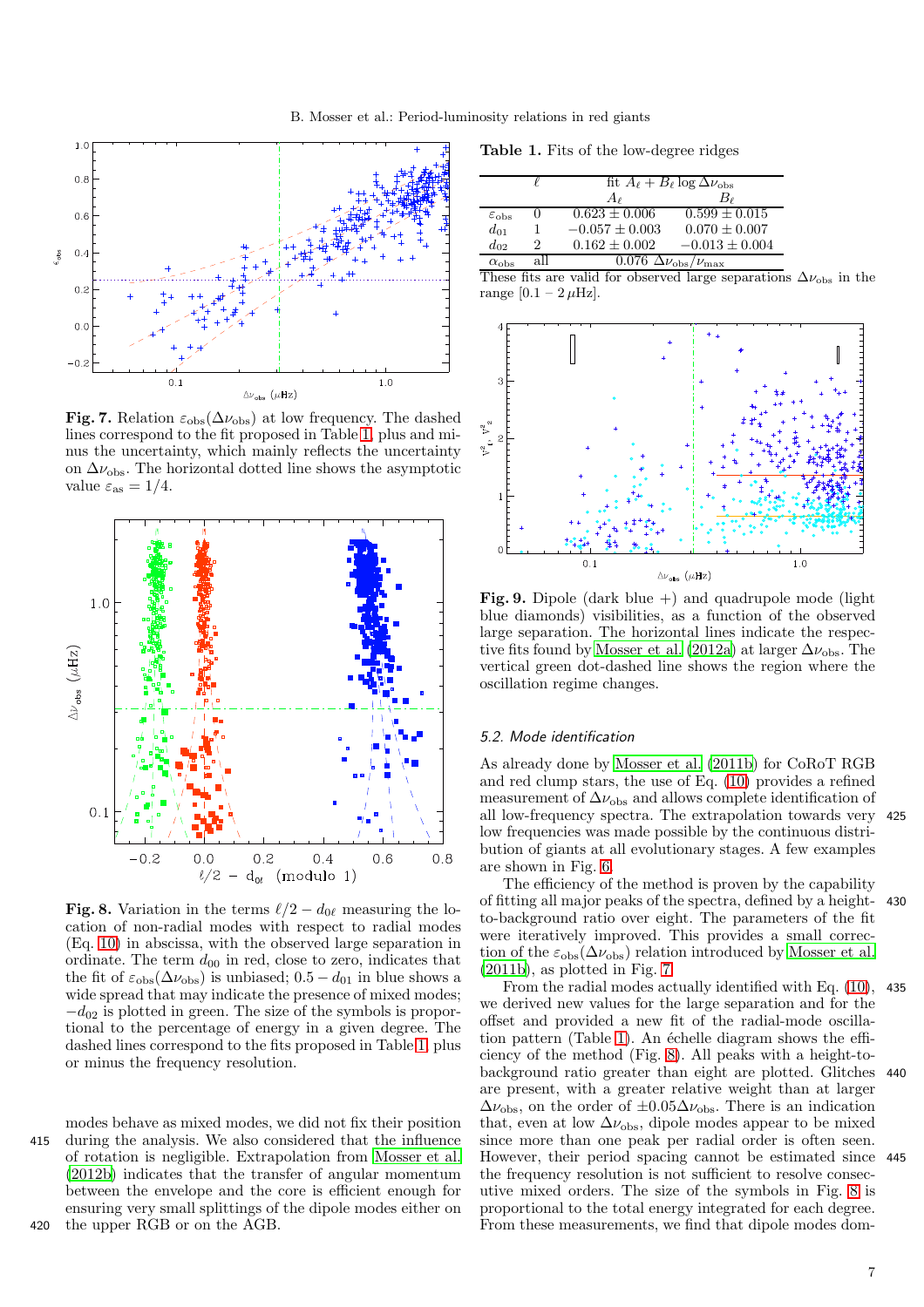Fig. 7. Relation $\varepsilon_{\rm obs}(\Delta\nu_{\rm obs})$ at low frequency. The dashed lines correspond to the fit proposed in Table 1, plus and minus the uncertainty, which mainly reflects the uncertainty on $\Delta\nu_{\rm obs}$. The horizontal dotted line shows the asymptotic value $\varepsilon_{\rm as} = 1/4$.

Fig. 8. Variation in the terms $\ell/2 - d_{0\ell}$ measuring the location of non-radial modes with respect to radial modes (Eq. 10) in abscissa, with the observed large separation in ordinate. The term $d_{00}$ in red, close to zero, indicates that the fit of $\varepsilon_{\rm obs}(\Delta\nu_{\rm obs})$ is unbiased; $0.5 - d_{01}$ in blue shows a wide spread that may indicate the presence of mixed modes; $-d_{02}$ is plotted in green. The size of the symbols is proportional to the percentage of energy in a given degree. The dashed lines correspond to the fits proposed in Table 1 plus or minus the frequency resolution.

modes behave as mixed modes, we did not fix their position during the analysis. We also considered that the influence of rotation is negligible. Extrapolation from Mosser et al. (2012b) indicates that the transfer of angular momentum between the envelope and the core is efficient enough for ensuring very small splittings of the dipole modes either on the upper RGB or on the AGB.

**Table 1.** Fits of the low-degree ridges

| | $\ell$ | fit $A_\ell + B_\ell \log \Delta\nu_{\rm obs}$ | |
|---|---|---|---|
| | | $A_\ell$ | $B_\ell$ |
| $\varepsilon_{\rm obs}$ | 0 | $0.623 \pm 0.006$ | $0.599 \pm 0.015$ |
| $d_{01}$ | 1 | $-0.057 \pm 0.003$ | $0.070 \pm 0.007$ |
| $d_{02}$ | 2 | $0.162 \pm 0.002$ | $-0.013 \pm 0.004$ |
| $\alpha_{\rm obs}$ | all | $0.076\ \Delta\nu_{\rm obs}/\nu_{\max}$ | |

These fits are valid for observed large separations $\Delta\nu_{\rm obs}$ in the range $[0.1 - 2\,\mu\text{Hz}]$.

Fig. 9. Dipole (dark blue +) and quadrupole mode (light blue diamonds) visibilities, as a function of the observed large separation. The horizontal lines indicate the respective fits found by Mosser et al. (2012a) at larger $\Delta\nu_{\rm obs}$. The vertical green dot-dashed line shows the region where the oscillation regime changes.

### 5.2. Mode identification

As already done by Mosser et al. (2011b) for CoRoT RGB and red clump stars, the use of Eq. (10) provides a refined measurement of $\Delta\nu_{\rm obs}$ and allows complete identification of all low-frequency spectra. The extrapolation towards very low frequencies was made possible by the continuous distribution of giants at all evolutionary stages. A few examples are shown in Fig. 6.

The efficiency of the method is proven by the capability of fitting all major peaks of the spectra, defined by a height-to-background ratio over eight. The parameters of the fit were iteratively improved. This provides a small correction of the $\varepsilon_{\rm obs}(\Delta\nu_{\rm obs})$ relation introduced by Mosser et al. (2011b), as plotted in Fig. 7.

From the radial modes actually identified with Eq. (10), we derived new values for the large separation and for the offset and provided a new fit of the radial-mode oscillation pattern (Table 1). An échelle diagram shows the efficiency of the method (Fig. 8). All peaks with a height-to-background ratio greater than eight are plotted. Glitches are present, with a greater relative weight than at larger $\Delta\nu_{\rm obs}$, on the order of $\pm 0.05\Delta\nu_{\rm obs}$. There is an indication that, even at low $\Delta\nu_{\rm obs}$, dipole modes appear to be mixed since more than one peak per radial order is often seen. However, their period spacing cannot be estimated since the frequency resolution is not sufficient to resolve consecutive mixed orders. The size of the symbols in Fig. 8 is proportional to the total energy integrated for each degree. From these measurements, we find that dipole modes dom-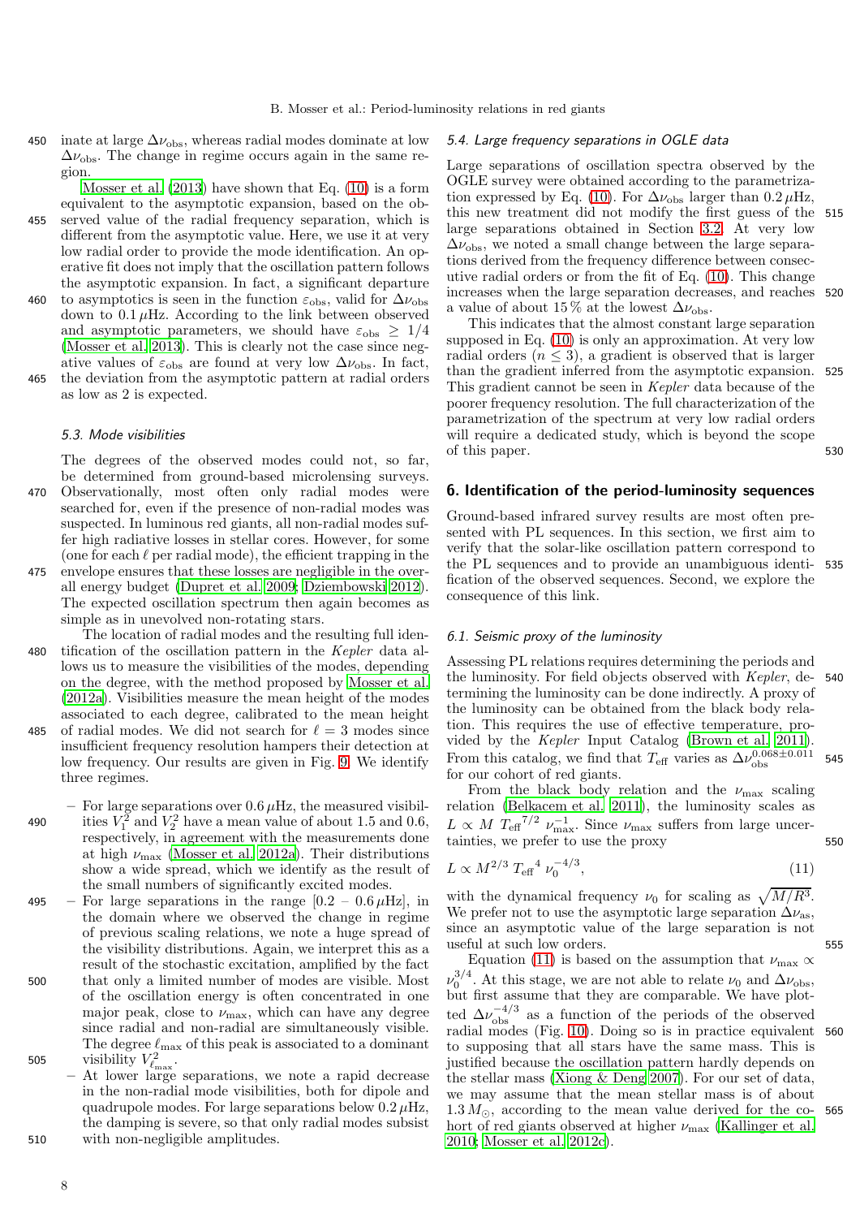inate at large $\Delta\nu_{\mathrm{obs}}$, whereas radial modes dominate at low $\Delta\nu_{\mathrm{obs}}$. The change in regime occurs again in the same region.

Mosser et al. (2013) have shown that Eq. (10) is a form equivalent to the asymptotic expansion, based on the observed value of the radial frequency separation, which is different from the asymptotic value. Here, we use it at very low radial order to provide the mode identification. An operative fit does not imply that the oscillation pattern follows the asymptotic expansion. In fact, a significant departure to asymptotics is seen in the function $\varepsilon_{\mathrm{obs}}$, valid for $\Delta\nu_{\mathrm{obs}}$ down to $0.1\,\mu$Hz. According to the link between observed and asymptotic parameters, we should have $\varepsilon_{\mathrm{obs}} \geq 1/4$ (Mosser et al. 2013). This is clearly not the case since negative values of $\varepsilon_{\mathrm{obs}}$ are found at very low $\Delta\nu_{\mathrm{obs}}$. In fact, the deviation from the asymptotic pattern at radial orders as low as 2 is expected.

### 5.3. Mode visibilities

The degrees of the observed modes could not, so far, be determined from ground-based microlensing surveys. Observationally, most often only radial modes were searched for, even if the presence of non-radial modes was suspected. In luminous red giants, all non-radial modes suffer high radiative losses in stellar cores. However, for some (one for each $\ell$ per radial mode), the efficient trapping in the envelope ensures that these losses are negligible in the overall energy budget (Dupret et al. 2009; Dziembowski 2012). The expected oscillation spectrum then again becomes as simple as in unevolved non-rotating stars.

The location of radial modes and the resulting full identification of the oscillation pattern in the *Kepler* data allows us to measure the visibilities of the modes, depending on the degree, with the method proposed by Mosser et al. (2012a). Visibilities measure the mean height of the modes associated to each degree, calibrated to the mean height of radial modes. We did not search for $\ell = 3$ modes since insufficient frequency resolution hampers their detection at low frequency. Our results are given in Fig. 9. We identify three regimes.

- For large separations over $0.6\,\mu$Hz, the measured visibilities $V_1^2$ and $V_2^2$ have a mean value of about 1.5 and 0.6, respectively, in agreement with the measurements done at high $\nu_{\max}$ (Mosser et al. 2012a). Their distributions show a wide spread, which we identify as the result of the small numbers of significantly excited modes.
- For large separations in the range $[0.2 - 0.6\,\mu\mathrm{Hz}]$, in the domain where we observed the change in regime of previous scaling relations, we note a huge spread of the visibility distributions. Again, we interpret this as a result of the stochastic excitation, amplified by the fact that only a limited number of modes are visible. Most of the oscillation energy is often concentrated in one major peak, close to $\nu_{\max}$, which can have any degree since radial and non-radial are simultaneously visible. The degree $\ell_{\max}$ of this peak is associated to a dominant visibility $V^2_{\ell_{\max}}$.
- At lower large separations, we note a rapid decrease in the non-radial mode visibilities, both for dipole and quadrupole modes. For large separations below $0.2\,\mu$Hz, the damping is severe, so that only radial modes subsist with non-negligible amplitudes.

### 5.4. Large frequency separations in OGLE data

Large separations of oscillation spectra observed by the OGLE survey were obtained according to the parametrization expressed by Eq. (10). For $\Delta\nu_{\mathrm{obs}}$ larger than $0.2\,\mu$Hz, this new treatment did not modify the first guess of the large separations obtained in Section 3.2. At very low $\Delta\nu_{\mathrm{obs}}$, we noted a small change between the large separations derived from the frequency difference between consecutive radial orders or from the fit of Eq. (10). This change increases when the large separation decreases, and reaches a value of about 15 % at the lowest $\Delta\nu_{\mathrm{obs}}$.

This indicates that the almost constant large separation supposed in Eq. (10) is only an approximation. At very low radial orders ($n \leq 3$), a gradient is observed that is larger than the gradient inferred from the asymptotic expansion. This gradient cannot be seen in *Kepler* data because of the poorer frequency resolution. The full characterization of the parametrization of the spectrum at very low radial orders will require a dedicated study, which is beyond the scope of this paper.

## 6. Identification of the period-luminosity sequences

Ground-based infrared survey results are most often presented with PL sequences. In this section, we first aim to verify that the solar-like oscillation pattern correspond to the PL sequences and to provide an unambiguous identification of the observed sequences. Second, we explore the consequence of this link.

### 6.1. Seismic proxy of the luminosity

Assessing PL relations requires determining the periods and the luminosity. For field objects observed with *Kepler*, determining the luminosity can be done indirectly. A proxy of the luminosity can be obtained from the black body relation. This requires the use of effective temperature, provided by the *Kepler* Input Catalog (Brown et al. 2011). From this catalog, we find that $T_{\mathrm{eff}}$ varies as $\Delta\nu_{\mathrm{obs}}^{0.068\pm0.011}$ for our cohort of red giants.

From the black body relation and the $\nu_{\max}$ scaling relation (Belkacem et al. 2011), the luminosity scales as $L \propto M\ {T_{\mathrm{eff}}}^{7/2}\ \nu_{\max}^{-1}$. Since $\nu_{\max}$ suffers from large uncertainties, we prefer to use the proxy

$$L \propto M^{2/3}\ {T_{\mathrm{eff}}}^{4}\ \nu_0^{-4/3}, \tag{11}$$

with the dynamical frequency $\nu_0$ for scaling as $\sqrt{M/R^3}$. We prefer not to use the asymptotic large separation $\Delta\nu_{\mathrm{as}}$, since an asymptotic value of the large separation is not useful at such low orders.

Equation (11) is based on the assumption that $\nu_{\max} \propto \nu_0^{3/4}$. At this stage, we are not able to relate $\nu_0$ and $\Delta\nu_{\mathrm{obs}}$, but first assume that they are comparable. We have plotted $\Delta\nu_{\mathrm{obs}}^{-4/3}$ as a function of the periods of the observed radial modes (Fig. 10). Doing so is in practice equivalent to supposing that all stars have the same mass. This is justified because the oscillation pattern hardly depends on the stellar mass (Xiong & Deng 2007). For our set of data, we may assume that the mean stellar mass is of about $1.3\,M_{\odot}$, according to the mean value derived for the cohort of red giants observed at higher $\nu_{\max}$ (Kallinger et al. 2010; Mosser et al. 2012c).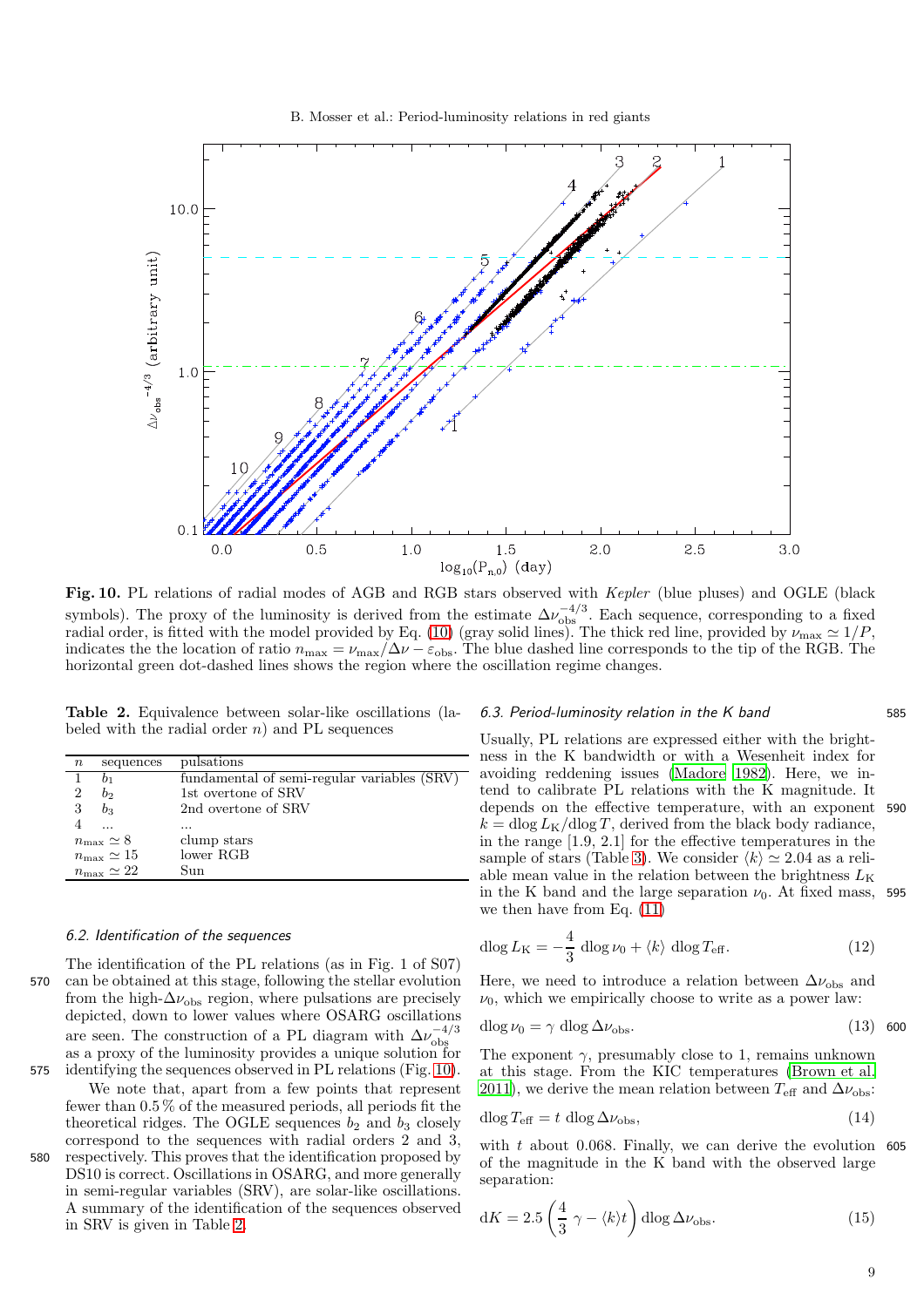**Fig. 10.** PL relations of radial modes of AGB and RGB stars observed with *Kepler* (blue pluses) and OGLE (black symbols). The proxy of the luminosity is derived from the estimate $\Delta\nu_{\mathrm{obs}}^{-4/3}$. Each sequence, corresponding to a fixed radial order, is fitted with the model provided by Eq. (10) (gray solid lines). The thick red line, provided by $\nu_{\max} \simeq 1/P$, indicates the the location of ratio $n_{\max} = \nu_{\max}/\Delta\nu - \varepsilon_{\mathrm{obs}}$. The blue dashed line corresponds to the tip of the RGB. The horizontal green dot-dashed lines shows the region where the oscillation regime changes.

**Table 2.** Equivalence between solar-like oscillations (labeled with the radial order $n$) and PL sequences

| $n$ | sequences | pulsations |
|---|---|---|
| 1 | $b_1$ | fundamental of semi-regular variables (SRV) |
| 2 | $b_2$ | 1st overtone of SRV |
| 3 | $b_3$ | 2nd overtone of SRV |
| 4 | ... | ... |
| $n_{\max} \simeq 8$ | | clump stars |
| $n_{\max} \simeq 15$ | | lower RGB |
| $n_{\max} \simeq 22$ | | Sun |

### 6.2. Identification of the sequences

The identification of the PL relations (as in Fig. 1 of S07) can be obtained at this stage, following the stellar evolution from the high-$\Delta\nu_{\mathrm{obs}}$ region, where pulsations are precisely depicted, down to lower values where OSARG oscillations are seen. The construction of a PL diagram with $\Delta\nu_{\mathrm{obs}}^{-4/3}$ as a proxy of the luminosity provides a unique solution for identifying the sequences observed in PL relations (Fig. 10).

We note that, apart from a few points that represent fewer than 0.5 % of the measured periods, all periods fit the theoretical ridges. The OGLE sequences $b_2$ and $b_3$ closely correspond to the sequences with radial orders 2 and 3, respectively. This proves that the identification proposed by DS10 is correct. Oscillations in OSARG, and more generally in semi-regular variables (SRV), are solar-like oscillations. A summary of the identification of the sequences observed in SRV is given in Table 2.

### 6.3. Period-luminosity relation in the K band

Usually, PL relations are expressed either with the brightness in the K bandwidth or with a Wesenheit index for avoiding reddening issues (Madore 1982). Here, we intend to calibrate PL relations with the K magnitude. It depends on the effective temperature, with an exponent $k = \mathrm{dlog}\, L_{\mathrm{K}} / \mathrm{dlog}\, T$, derived from the black body radiance, in the range [1.9, 2.1] for the effective temperatures in the sample of stars (Table 3). We consider $\langle k \rangle \simeq 2.04$ as a reliable mean value in the relation between the brightness $L_{\mathrm{K}}$ in the K band and the large separation $\nu_0$. At fixed mass, we then have from Eq. (11)

$$\mathrm{dlog}\, L_{\mathrm{K}} = -\frac{4}{3}\, \mathrm{dlog}\, \nu_0 + \langle k \rangle\, \mathrm{dlog}\, T_{\mathrm{eff}}. \tag{12}$$

Here, we need to introduce a relation between $\Delta\nu_{\mathrm{obs}}$ and $\nu_0$, which we empirically choose to write as a power law:

$$\mathrm{dlog}\, \nu_0 = \gamma\, \mathrm{dlog}\, \Delta\nu_{\mathrm{obs}}. \tag{13}$$

The exponent $\gamma$, presumably close to 1, remains unknown at this stage. From the KIC temperatures (Brown et al. 2011), we derive the mean relation between $T_{\mathrm{eff}}$ and $\Delta\nu_{\mathrm{obs}}$:

$$\mathrm{dlog}\, T_{\mathrm{eff}} = t\, \mathrm{dlog}\, \Delta\nu_{\mathrm{obs}}, \tag{14}$$

with $t$ about 0.068. Finally, we can derive the evolution of the magnitude in the K band with the observed large separation:

$$\mathrm{d}K = 2.5 \left( \frac{4}{3}\, \gamma - \langle k \rangle t \right) \mathrm{dlog}\, \Delta\nu_{\mathrm{obs}}. \tag{15}$$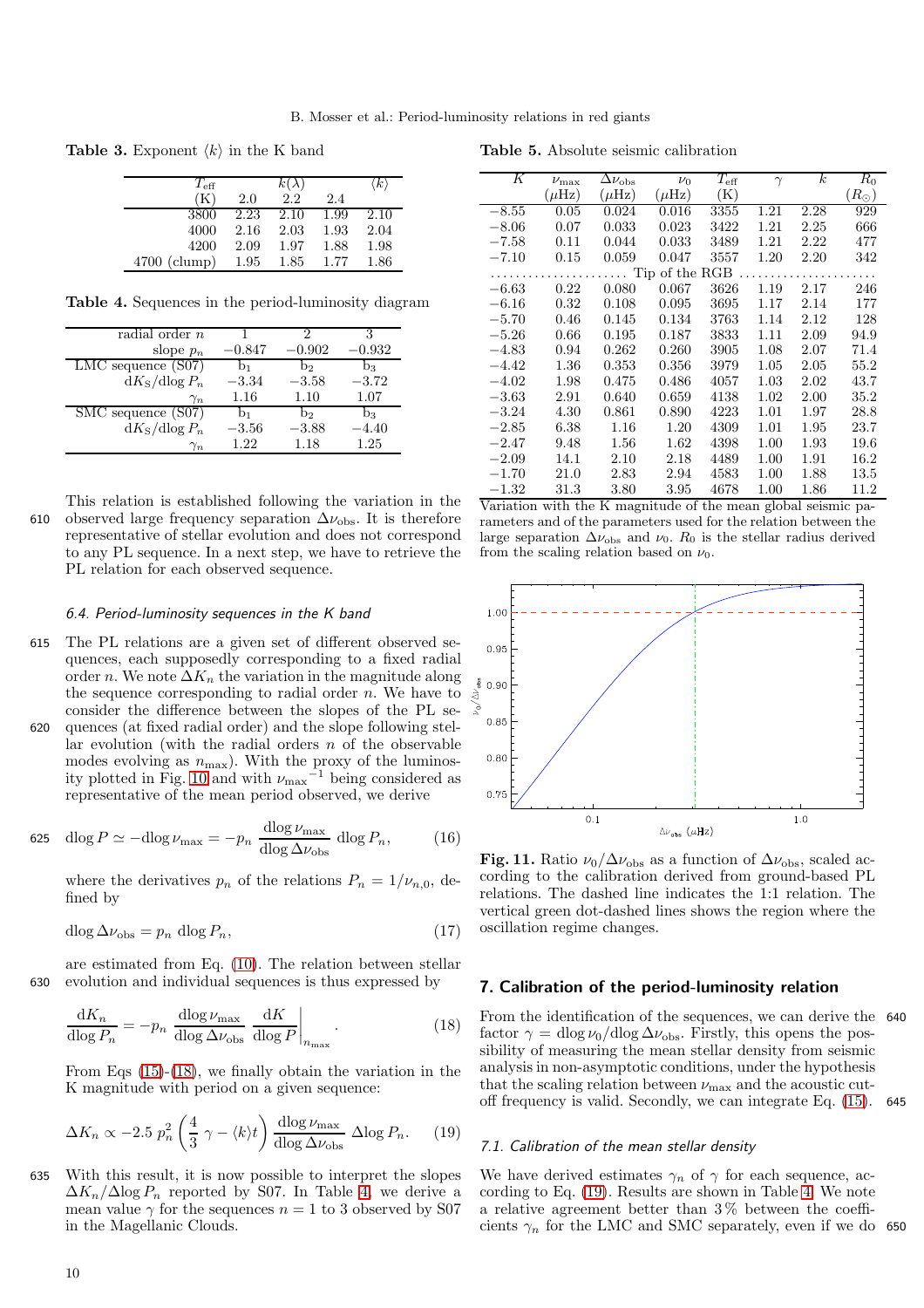**Table 3.** Exponent $\langle k \rangle$ in the K band

| $T_{\rm eff}$ (K) | $k(\lambda)$ 2.0 | 2.2 | 2.4 | $\langle k \rangle$ |
|---|---|---|---|---|
| 3800 | 2.23 | 2.10 | 1.99 | 2.10 |
| 4000 | 2.16 | 2.03 | 1.93 | 2.04 |
| 4200 | 2.09 | 1.97 | 1.88 | 1.98 |
| 4700 (clump) | 1.95 | 1.85 | 1.77 | 1.86 |

**Table 4.** Sequences in the period-luminosity diagram

| radial order $n$ | 1 | 2 | 3 |
|---|---|---|---|
| slope $p_n$ | −0.847 | −0.902 | −0.932 |
| LMC sequence (S07) | b$_1$ | b$_2$ | b$_3$ |
| $\mathrm{d}K_{\rm S}/\mathrm{d}\log P_n$ | −3.34 | −3.58 | −3.72 |
| $\gamma_n$ | 1.16 | 1.10 | 1.07 |
| SMC sequence (S07) | b$_1$ | b$_2$ | b$_3$ |
| $\mathrm{d}K_{\rm S}/\mathrm{d}\log P_n$ | −3.56 | −3.88 | −4.40 |
| $\gamma_n$ | 1.22 | 1.18 | 1.25 |

This relation is established following the variation in the observed large frequency separation $\Delta\nu_{\rm obs}$. It is therefore representative of stellar evolution and does not correspond to any PL sequence. In a next step, we have to retrieve the PL relation for each observed sequence.

### 6.4. Period-luminosity sequences in the K band

The PL relations are a given set of different observed sequences, each supposedly corresponding to a fixed radial order $n$. We note $\Delta K_n$ the variation in the magnitude along the sequence corresponding to radial order $n$. We have to consider the difference between the slopes of the PL sequences (at fixed radial order) and the slope following stellar evolution (with the radial orders $n$ of the observable modes evolving as $n_{\max}$). With the proxy of the luminosity plotted in Fig. 10 and with ${\nu_{\max}}^{-1}$ being considered as representative of the mean period observed, we derive

$$\mathrm{d}\log P \simeq -\mathrm{d}\log\nu_{\max} = -p_n \, \frac{\mathrm{d}\log\nu_{\max}}{\mathrm{d}\log\Delta\nu_{\rm obs}} \, \mathrm{d}\log P_n, \qquad (16)$$

where the derivatives $p_n$ of the relations $P_n = 1/\nu_{n,0}$, defined by

$$\mathrm{d}\log\Delta\nu_{\rm obs} = p_n \, \mathrm{d}\log P_n, \qquad (17)$$

are estimated from Eq. (10). The relation between stellar evolution and individual sequences is thus expressed by

$$\frac{\mathrm{d}K_n}{\mathrm{d}\log P_n} = -p_n \, \frac{\mathrm{d}\log\nu_{\max}}{\mathrm{d}\log\Delta\nu_{\rm obs}} \, \frac{\mathrm{d}K}{\mathrm{d}\log P}\bigg|_{n_{\max}} . \qquad (18)$$

From Eqs (15)-(18), we finally obtain the variation in the K magnitude with period on a given sequence:

$$\Delta K_n \propto -2.5 \; p_n^2 \left(\frac{4}{3}\,\gamma - \langle k \rangle t\right) \frac{\mathrm{d}\log\nu_{\max}}{\mathrm{d}\log\Delta\nu_{\rm obs}} \, \Delta\log P_n. \qquad (19)$$

With this result, it is now possible to interpret the slopes $\Delta K_n/\Delta\log P_n$ reported by S07. In Table 4, we derive a mean value $\gamma$ for the sequences $n = 1$ to 3 observed by S07 in the Magellanic Clouds.

**Table 5.** Absolute seismic calibration

| $K$ | $\nu_{\max}$ ($\mu$Hz) | $\Delta\nu_{\rm obs}$ ($\mu$Hz) | $\nu_0$ ($\mu$Hz) | $T_{\rm eff}$ (K) | $\gamma$ | $k$ | $R_0$ ($R_\odot$) |
|---|---|---|---|---|---|---|---|
| −8.55 | 0.05 | 0.024 | 0.016 | 3355 | 1.21 | 2.28 | 929 |
| −8.06 | 0.07 | 0.033 | 0.023 | 3422 | 1.21 | 2.25 | 666 |
| −7.58 | 0.11 | 0.044 | 0.033 | 3489 | 1.21 | 2.22 | 477 |
| −7.10 | 0.15 | 0.059 | 0.047 | 3557 | 1.20 | 2.20 | 342 |
| ……… Tip of the RGB ……… | | | | | | | |
| −6.63 | 0.22 | 0.080 | 0.067 | 3626 | 1.19 | 2.17 | 246 |
| −6.16 | 0.32 | 0.108 | 0.095 | 3695 | 1.17 | 2.14 | 177 |
| −5.70 | 0.46 | 0.145 | 0.134 | 3763 | 1.14 | 2.12 | 128 |
| −5.26 | 0.66 | 0.195 | 0.187 | 3833 | 1.11 | 2.09 | 94.9 |
| −4.83 | 0.94 | 0.262 | 0.260 | 3905 | 1.08 | 2.07 | 71.4 |
| −4.42 | 1.36 | 0.353 | 0.356 | 3979 | 1.05 | 2.05 | 55.2 |
| −4.02 | 1.98 | 0.475 | 0.486 | 4057 | 1.03 | 2.02 | 43.7 |
| −3.63 | 2.91 | 0.640 | 0.659 | 4138 | 1.02 | 2.00 | 35.2 |
| −3.24 | 4.30 | 0.861 | 0.890 | 4223 | 1.01 | 1.97 | 28.8 |
| −2.85 | 6.38 | 1.16 | 1.20 | 4309 | 1.01 | 1.95 | 23.7 |
| −2.47 | 9.48 | 1.56 | 1.62 | 4398 | 1.00 | 1.93 | 19.6 |
| −2.09 | 14.1 | 2.10 | 2.18 | 4489 | 1.00 | 1.91 | 16.2 |
| −1.70 | 21.0 | 2.83 | 2.94 | 4583 | 1.00 | 1.88 | 13.5 |
| −1.32 | 31.3 | 3.80 | 3.95 | 4678 | 1.00 | 1.86 | 11.2 |

Variation with the K magnitude of the mean global seismic parameters and of the parameters used for the relation between the large separation $\Delta\nu_{\rm obs}$ and $\nu_0$. $R_0$ is the stellar radius derived from the scaling relation based on $\nu_0$.

**Fig. 11.** Ratio $\nu_0/\Delta\nu_{\rm obs}$ as a function of $\Delta\nu_{\rm obs}$, scaled according to the calibration derived from ground-based PL relations. The dashed line indicates the 1:1 relation. The vertical green dot-dashed lines shows the region where the oscillation regime changes.

## 7. Calibration of the period-luminosity relation

From the identification of the sequences, we can derive the factor $\gamma = \mathrm{d}\log\nu_0/\mathrm{d}\log\Delta\nu_{\rm obs}$. Firstly, this opens the possibility of measuring the mean stellar density from seismic analysis in non-asymptotic conditions, under the hypothesis that the scaling relation between $\nu_{\max}$ and the acoustic cut-off frequency is valid. Secondly, we can integrate Eq. (15).

### 7.1. Calibration of the mean stellar density

We have derived estimates $\gamma_n$ of $\gamma$ for each sequence, according to Eq. (19). Results are shown in Table 4. We note a relative agreement better than 3% between the coefficients $\gamma_n$ for the LMC and SMC separately, even if we do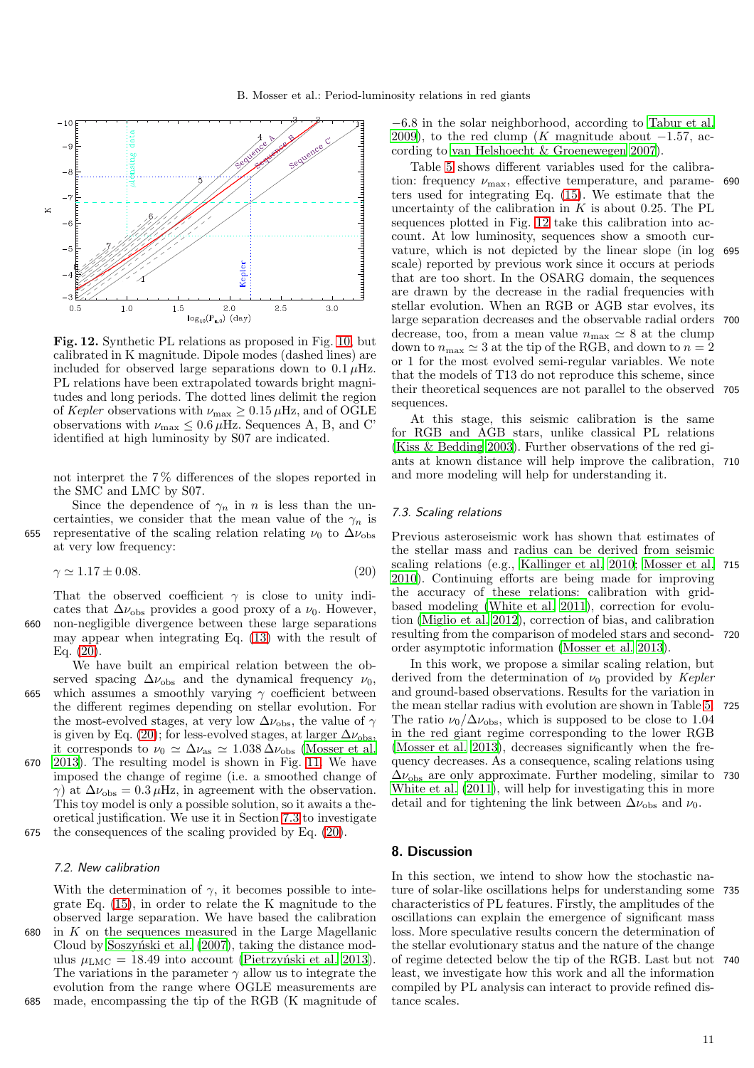**Fig. 12.** Synthetic PL relations as proposed in Fig. 10, but calibrated in K magnitude. Dipole modes (dashed lines) are included for observed large separations down to $0.1\,\mu$Hz. PL relations have been extrapolated towards bright magnitudes and long periods. The dotted lines delimit the region of *Kepler* observations with $\nu_{\max} \geq 0.15\,\mu$Hz, and of OGLE observations with $\nu_{\max} \leq 0.6\,\mu$Hz. Sequences A, B, and C' identified at high luminosity by S07 are indicated.

not interpret the 7 % differences of the slopes reported in the SMC and LMC by S07.

Since the dependence of $\gamma_n$ in $n$ is less than the uncertainties, we consider that the mean value of the $\gamma_n$ is representative of the scaling relation relating $\nu_0$ to $\Delta\nu_{\mathrm{obs}}$ at very low frequency:

$$\gamma \simeq 1.17 \pm 0.08. \tag{20}$$

That the observed coefficient $\gamma$ is close to unity indicates that $\Delta\nu_{\mathrm{obs}}$ provides a good proxy of a $\nu_0$. However, non-negligible divergence between these large separations may appear when integrating Eq. (13) with the result of Eq. (20).

We have built an empirical relation between the observed spacing $\Delta\nu_{\mathrm{obs}}$ and the dynamical frequency $\nu_0$, which assumes a smoothly varying $\gamma$ coefficient between the different regimes depending on stellar evolution. For the most-evolved stages, at very low $\Delta\nu_{\mathrm{obs}}$, the value of $\gamma$ is given by Eq. (20); for less-evolved stages, at larger $\Delta\nu_{\mathrm{obs}}$, it corresponds to $\nu_0 \simeq \Delta\nu_{\mathrm{as}} \simeq 1.038\,\Delta\nu_{\mathrm{obs}}$ (Mosser et al. 2013). The resulting model is shown in Fig. 11. We have imposed the change of regime (i.e. a smoothed change of $\gamma$) at $\Delta\nu_{\mathrm{obs}} = 0.3\,\mu$Hz, in agreement with the observation. This toy model is only a possible solution, so it awaits a theoretical justification. We use it in Section 7.3 to investigate the consequences of the scaling provided by Eq. (20).

### 7.2. New calibration

With the determination of $\gamma$, it becomes possible to integrate Eq. (15), in order to relate the K magnitude to the observed large separation. We have based the calibration in $K$ on the sequences measured in the Large Magellanic Cloud by Soszyński et al. (2007), taking the distance modulus $\mu_{\mathrm{LMC}} = 18.49$ into account (Pietrzyński et al. 2013). The variations in the parameter $\gamma$ allow us to integrate the evolution from the range where OGLE measurements are made, encompassing the tip of the RGB (K magnitude of $-6.8$ in the solar neighborhood, according to Tabur et al. 2009), to the red clump ($K$ magnitude about $-1.57$, according to van Helshoecht & Groenewegen 2007).

Table 5 shows different variables used for the calibration: frequency $\nu_{\max}$, effective temperature, and parameters used for integrating Eq. (15). We estimate that the uncertainty of the calibration in $K$ is about 0.25. The PL sequences plotted in Fig. 12 take this calibration into account. At low luminosity, sequences show a smooth curvature, which is not depicted by the linear slope (in log scale) reported by previous work since it occurs at periods that are too short. In the OSARG domain, the sequences are drawn by the decrease in the radial frequencies with stellar evolution. When an RGB or AGB star evolves, its large separation decreases and the observable radial orders decrease, too, from a mean value $n_{\max} \simeq 8$ at the clump down to $n_{\max} \simeq 3$ at the tip of the RGB, and down to $n = 2$ or 1 for the most evolved semi-regular variables. We note that the models of T13 do not reproduce this scheme, since their theoretical sequences are not parallel to the observed sequences.

At this stage, this seismic calibration is the same for RGB and AGB stars, unlike classical PL relations (Kiss & Bedding 2003). Further observations of the red giants at known distance will help improve the calibration, and more modeling will help for understanding it.

### 7.3. Scaling relations

Previous asteroseismic work has shown that estimates of the stellar mass and radius can be derived from seismic scaling relations (e.g., Kallinger et al. 2010; Mosser et al. 2010). Continuing efforts are being made for improving the accuracy of these relations: calibration with grid-based modeling (White et al. 2011), correction for evolution (Miglio et al. 2012), correction of bias, and calibration resulting from the comparison of modeled stars and second-order asymptotic information (Mosser et al. 2013).

In this work, we propose a similar scaling relation, but derived from the determination of $\nu_0$ provided by *Kepler* and ground-based observations. Results for the variation in the mean stellar radius with evolution are shown in Table 5. The ratio $\nu_0/\Delta\nu_{\mathrm{obs}}$, which is supposed to be close to 1.04 in the red giant regime corresponding to the lower RGB (Mosser et al. 2013), decreases significantly when the frequency decreases. As a consequence, scaling relations using $\Delta\nu_{\mathrm{obs}}$ are only approximate. Further modeling, similar to White et al. (2011), will help for investigating this in more detail and for tightening the link between $\Delta\nu_{\mathrm{obs}}$ and $\nu_0$.

## 8. Discussion

In this section, we intend to show how the stochastic nature of solar-like oscillations helps for understanding some characteristics of PL features. Firstly, the amplitudes of the oscillations can explain the emergence of significant mass loss. More speculative results concern the determination of the stellar evolutionary status and the nature of the change of regime detected below the tip of the RGB. Last but not least, we investigate how this work and all the information compiled by PL analysis can interact to provide refined distance scales.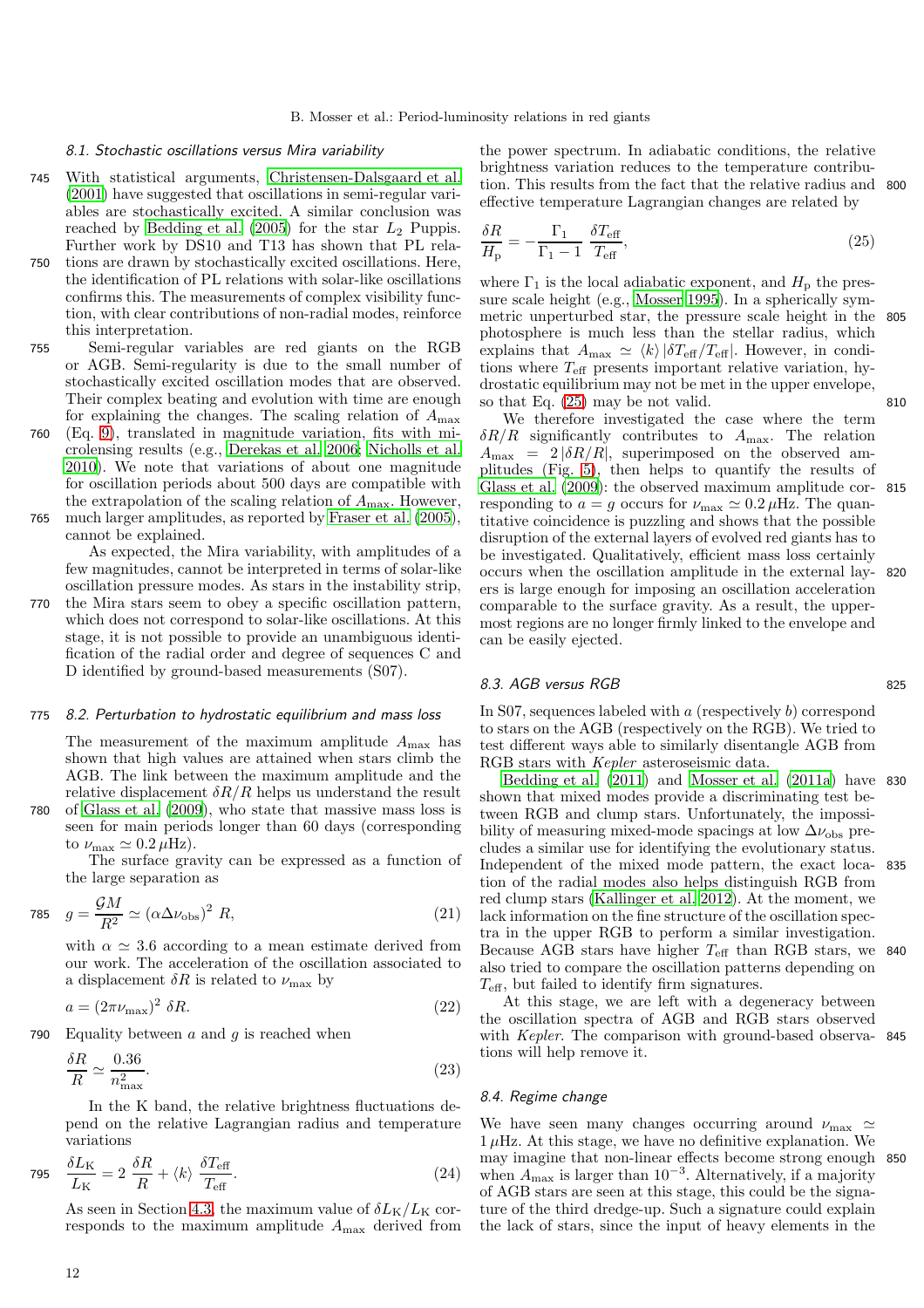### 8.1. Stochastic oscillations versus Mira variability

With statistical arguments, Christensen-Dalsgaard et al. (2001) have suggested that oscillations in semi-regular variables are stochastically excited. A similar conclusion was reached by Bedding et al. (2005) for the star $L_2$ Puppis. Further work by DS10 and T13 has shown that PL relations are drawn by stochastically excited oscillations. Here, the identification of PL relations with solar-like oscillations confirms this. The measurements of complex visibility function, with clear contributions of non-radial modes, reinforce this interpretation.

Semi-regular variables are red giants on the RGB or AGB. Semi-regularity is due to the small number of stochastically excited oscillation modes that are observed. Their complex beating and evolution with time are enough for explaining the changes. The scaling relation of $A_{\max}$ (Eq. 9), translated in magnitude variation, fits with microlensing results (e.g., Derekas et al. 2006; Nicholls et al. 2010). We note that variations of about one magnitude for oscillation periods about 500 days are compatible with the extrapolation of the scaling relation of $A_{\max}$. However, much larger amplitudes, as reported by Fraser et al. (2005), cannot be explained.

As expected, the Mira variability, with amplitudes of a few magnitudes, cannot be interpreted in terms of solar-like oscillation pressure modes. As stars in the instability strip, the Mira stars seem to obey a specific oscillation pattern, which does not correspond to solar-like oscillations. At this stage, it is not possible to provide an unambiguous identification of the radial order and degree of sequences C and D identified by ground-based measurements (S07).

### 8.2. Perturbation to hydrostatic equilibrium and mass loss

The measurement of the maximum amplitude $A_{\max}$ has shown that high values are attained when stars climb the AGB. The link between the maximum amplitude and the relative displacement $\delta R/R$ helps us understand the result of Glass et al. (2009), who state that massive mass loss is seen for main periods longer than 60 days (corresponding to $\nu_{\max} \simeq 0.2\,\mu$Hz).

The surface gravity can be expressed as a function of the large separation as

$$g = \frac{\mathcal{G}M}{R^2} \simeq (\alpha \Delta\nu_{\mathrm{obs}})^2\ R, \tag{21}$$

with $\alpha \simeq 3.6$ according to a mean estimate derived from our work. The acceleration of the oscillation associated to a displacement $\delta R$ is related to $\nu_{\max}$ by

$$a = (2\pi\nu_{\max})^2\ \delta R. \tag{22}$$

Equality between $a$ and $g$ is reached when

$$\frac{\delta R}{R} \simeq \frac{0.36}{n_{\max}^2}. \tag{23}$$

In the K band, the relative brightness fluctuations depend on the relative Lagrangian radius and temperature variations

$$\frac{\delta L_{\mathrm{K}}}{L_{\mathrm{K}}} = 2\ \frac{\delta R}{R} + \langle k \rangle\ \frac{\delta T_{\mathrm{eff}}}{T_{\mathrm{eff}}}. \tag{24}$$

As seen in Section 4.3, the maximum value of $\delta L_{\mathrm{K}}/L_{\mathrm{K}}$ corresponds to the maximum amplitude $A_{\max}$ derived from the power spectrum. In adiabatic conditions, the relative brightness variation reduces to the temperature contribution. This results from the fact that the relative radius and effective temperature Lagrangian changes are related by

$$\frac{\delta R}{H_{\mathrm{p}}} = -\frac{\Gamma_1}{\Gamma_1 - 1}\ \frac{\delta T_{\mathrm{eff}}}{T_{\mathrm{eff}}}, \tag{25}$$

where $\Gamma_1$ is the local adiabatic exponent, and $H_{\mathrm{p}}$ the pressure scale height (e.g., Mosser 1995). In a spherically symmetric unperturbed star, the pressure scale height in the photosphere is much less than the stellar radius, which explains that $A_{\max} \simeq \langle k \rangle\, |\delta T_{\mathrm{eff}}/T_{\mathrm{eff}}|$. However, in conditions where $T_{\mathrm{eff}}$ presents important relative variation, hydrostatic equilibrium may not be met in the upper envelope, so that Eq. (25) may be not valid.

We therefore investigated the case where the term $\delta R/R$ significantly contributes to $A_{\max}$. The relation $A_{\max} = 2\,|\delta R/R|$, superimposed on the observed amplitudes (Fig. 5), then helps to quantify the results of Glass et al. (2009): the observed maximum amplitude corresponding to $a = g$ occurs for $\nu_{\max} \simeq 0.2\,\mu$Hz. The quantitative coincidence is puzzling and shows that the possible disruption of the external layers of evolved red giants has to be investigated. Qualitatively, efficient mass loss certainly occurs when the oscillation amplitude in the external layers is large enough for imposing an oscillation acceleration comparable to the surface gravity. As a result, the uppermost regions are no longer firmly linked to the envelope and can be easily ejected.

### 8.3. AGB versus RGB

In S07, sequences labeled with $a$ (respectively $b$) correspond to stars on the AGB (respectively on the RGB). We tried to test different ways able to similarly disentangle AGB from RGB stars with *Kepler* asteroseismic data.

Bedding et al. (2011) and Mosser et al. (2011a) have shown that mixed modes provide a discriminating test between RGB and clump stars. Unfortunately, the impossibility of measuring mixed-mode spacings at low $\Delta\nu_{\mathrm{obs}}$ precludes a similar use for identifying the evolutionary status. Independent of the mixed mode pattern, the exact location of the radial modes also helps distinguish RGB from red clump stars (Kallinger et al. 2012). At the moment, we lack information on the fine structure of the oscillation spectra in the upper RGB to perform a similar investigation. Because AGB stars have higher $T_{\mathrm{eff}}$ than RGB stars, we also tried to compare the oscillation patterns depending on $T_{\mathrm{eff}}$, but failed to identify firm signatures.

At this stage, we are left with a degeneracy between the oscillation spectra of AGB and RGB stars observed with *Kepler*. The comparison with ground-based observations will help remove it.

### 8.4. Regime change

We have seen many changes occurring around $\nu_{\max} \simeq 1\,\mu$Hz. At this stage, we have no definitive explanation. We may imagine that non-linear effects become strong enough when $A_{\max}$ is larger than $10^{-3}$. Alternatively, if a majority of AGB stars are seen at this stage, this could be the signature of the third dredge-up. Such a signature could explain the lack of stars, since the input of heavy elements in the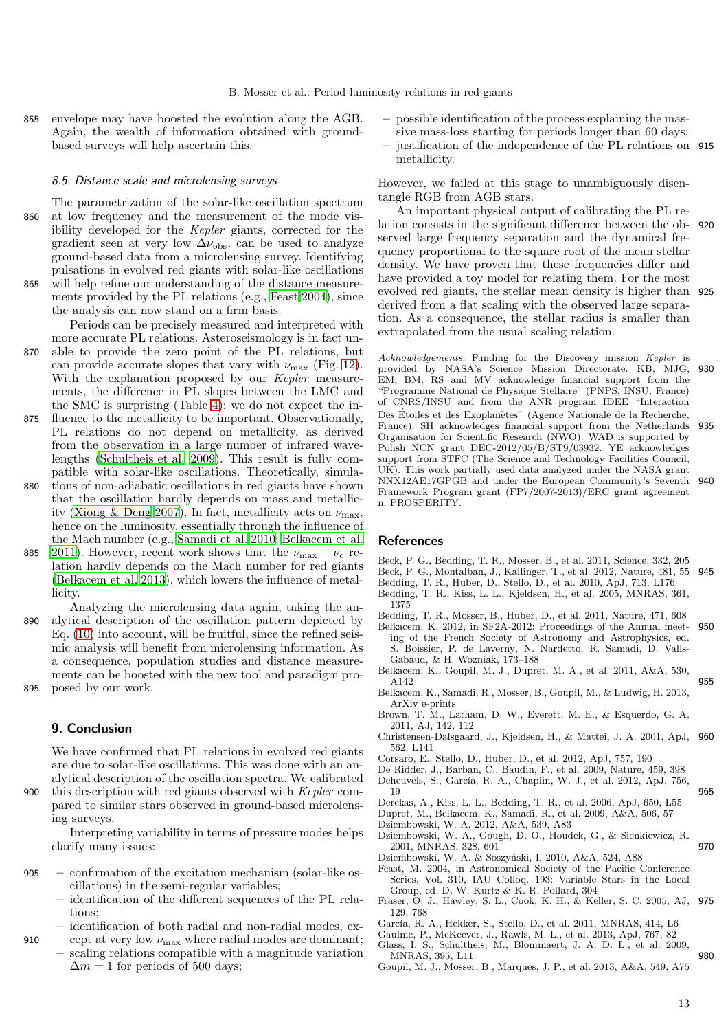envelope may have boosted the evolution along the AGB. Again, the wealth of information obtained with ground-based surveys will help ascertain this.

### 8.5. Distance scale and microlensing surveys

The parametrization of the solar-like oscillation spectrum at low frequency and the measurement of the mode visibility developed for the *Kepler* giants, corrected for the gradient seen at very low $\Delta\nu_{\text{obs}}$, can be used to analyze ground-based data from a microlensing survey. Identifying pulsations in evolved red giants with solar-like oscillations will help refine our understanding of the distance measurements provided by the PL relations (e.g., Feast 2004), since the analysis can now stand on a firm basis.

Periods can be precisely measured and interpreted with more accurate PL relations. Asteroseismology is in fact unable to provide the zero point of the PL relations, but can provide accurate slopes that vary with $\nu_{\max}$ (Fig. 12). With the explanation proposed by our *Kepler* measurements, the difference in PL slopes between the LMC and the SMC is surprising (Table 4): we do not expect the influence to the metallicity to be important. Observationally, PL relations do not depend on metallicity, as derived from the observation in a large number of infrared wavelengths (Schultheis et al. 2009). This result is fully compatible with solar-like oscillations. Theoretically, simulations of non-adiabatic oscillations in red giants have shown that the oscillation hardly depends on mass and metallicity (Xiong & Deng 2007). In fact, metallicity acts on $\nu_{\max}$, hence on the luminosity, essentially through the influence of the Mach number (e.g., Samadi et al. 2010; Belkacem et al. 2011). However, recent work shows that the $\nu_{\max}$ – $\nu_{\text{c}}$ relation hardly depends on the Mach number for red giants (Belkacem et al. 2013), which lowers the influence of metallicity.

Analyzing the microlensing data again, taking the analytical description of the oscillation pattern depicted by Eq. (10) into account, will be fruitful, since the refined seismic analysis will benefit from microlensing information. As a consequence, population studies and distance measurements can be boosted with the new tool and paradigm proposed by our work.

## 9. Conclusion

We have confirmed that PL relations in evolved red giants are due to solar-like oscillations. This was done with an analytical description of the oscillation spectra. We calibrated this description with red giants observed with *Kepler* compared to similar stars observed in ground-based microlensing surveys.

Interpreting variability in terms of pressure modes helps clarify many issues:

- confirmation of the excitation mechanism (solar-like oscillations) in the semi-regular variables;
- identification of the different sequences of the PL relations;
- identification of both radial and non-radial modes, except at very low $\nu_{\max}$ where radial modes are dominant;
- scaling relations compatible with a magnitude variation $\Delta m = 1$ for periods of 500 days;
- possible identification of the process explaining the massive mass-loss starting for periods longer than 60 days;
- justification of the independence of the PL relations on metallicity.

However, we failed at this stage to unambiguously disentangle RGB from AGB stars.

An important physical output of calibrating the PL relation consists in the significant difference between the observed large frequency separation and the dynamical frequency proportional to the square root of the mean stellar density. We have proven that these frequencies differ and have provided a toy model for relating them. For the most evolved red giants, the stellar mean density is higher than derived from a flat scaling with the observed large separation. As a consequence, the stellar radius is smaller than extrapolated from the usual scaling relation.

*Acknowledgements.* Funding for the Discovery mission *Kepler* is provided by NASA's Science Mission Directorate. KB, MJG, EM, BM, RS and MV acknowledge financial support from the "Programme National de Physique Stellaire" (PNPS, INSU, France) of CNRS/INSU and from the ANR program IDEE "Interaction Des Étoiles et des Exoplanètes" (Agence Nationale de la Recherche, France). SH acknowledges financial support from the Netherlands Organisation for Scientific Research (NWO). WAD is supported by Polish NCN grant DEC-2012/05/B/ST9/03932. YE acknowledges support from STFC (The Science and Technology Facilities Council, UK). This work partially used data analyzed under the NASA grant NNX12AE17GPGB and under the European Community's Seventh Framework Program grant (FP7/2007-2013)/ERC grant agreement n. PROSPERITY.

## References

Beck, P. G., Bedding, T. R., Mosser, B., et al. 2011, Science, 332, 205
Beck, P. G., Montalban, J., Kallinger, T., et al. 2012, Nature, 481, 55
Bedding, T. R., Huber, D., Stello, D., et al. 2010, ApJ, 713, L176
Bedding, T. R., Kiss, L. L., Kjeldsen, H., et al. 2005, MNRAS, 361, 1375
Bedding, T. R., Mosser, B., Huber, D., et al. 2011, Nature, 471, 608
Belkacem, K. 2012, in SF2A-2012: Proceedings of the Annual meeting of the French Society of Astronomy and Astrophysics, ed. S. Boissier, P. de Laverny, N. Nardetto, R. Samadi, D. Valls-Gabaud, & H. Wozniak, 173–188
Belkacem, K., Goupil, M. J., Dupret, M. A., et al. 2011, A&A, 530, A142
Belkacem, K., Samadi, R., Mosser, B., Goupil, M., & Ludwig, H. 2013, ArXiv e-prints
Brown, T. M., Latham, D. W., Everett, M. E., & Esquerdo, G. A. 2011, AJ, 142, 112
Christensen-Dalsgaard, J., Kjeldsen, H., & Mattei, J. A. 2001, ApJ, 562, L141
Corsaro, E., Stello, D., Huber, D., et al. 2012, ApJ, 757, 190
De Ridder, J., Barban, C., Baudin, F., et al. 2009, Nature, 459, 398
Deheuvels, S., García, R. A., Chaplin, W. J., et al. 2012, ApJ, 756, 19
Derekas, A., Kiss, L. L., Bedding, T. R., et al. 2006, ApJ, 650, L55
Dupret, M., Belkacem, K., Samadi, R., et al. 2009, A&A, 506, 57
Dziembowski, W. A. 2012, A&A, 539, A83
Dziembowski, W. A., Gough, D. O., Houdek, G., & Sienkiewicz, R. 2001, MNRAS, 328, 601
Dziembowski, W. A. & Soszyński, I. 2010, A&A, 524, A88
Feast, M. 2004, in Astronomical Society of the Pacific Conference Series, Vol. 310, IAU Colloq. 193: Variable Stars in the Local Group, ed. D. W. Kurtz & K. R. Pollard, 304
Fraser, O. J., Hawley, S. L., Cook, K. H., & Keller, S. C. 2005, AJ, 129, 768
García, R. A., Hekker, S., Stello, D., et al. 2011, MNRAS, 414, L6
Gaulme, P., McKeever, J., Rawls, M. L., et al. 2013, ApJ, 767, 82
Glass, I. S., Schultheis, M., Blommaert, J. A. D. L., et al. 2009, MNRAS, 395, L11
Goupil, M. J., Mosser, B., Marques, J. P., et al. 2013, A&A, 549, A75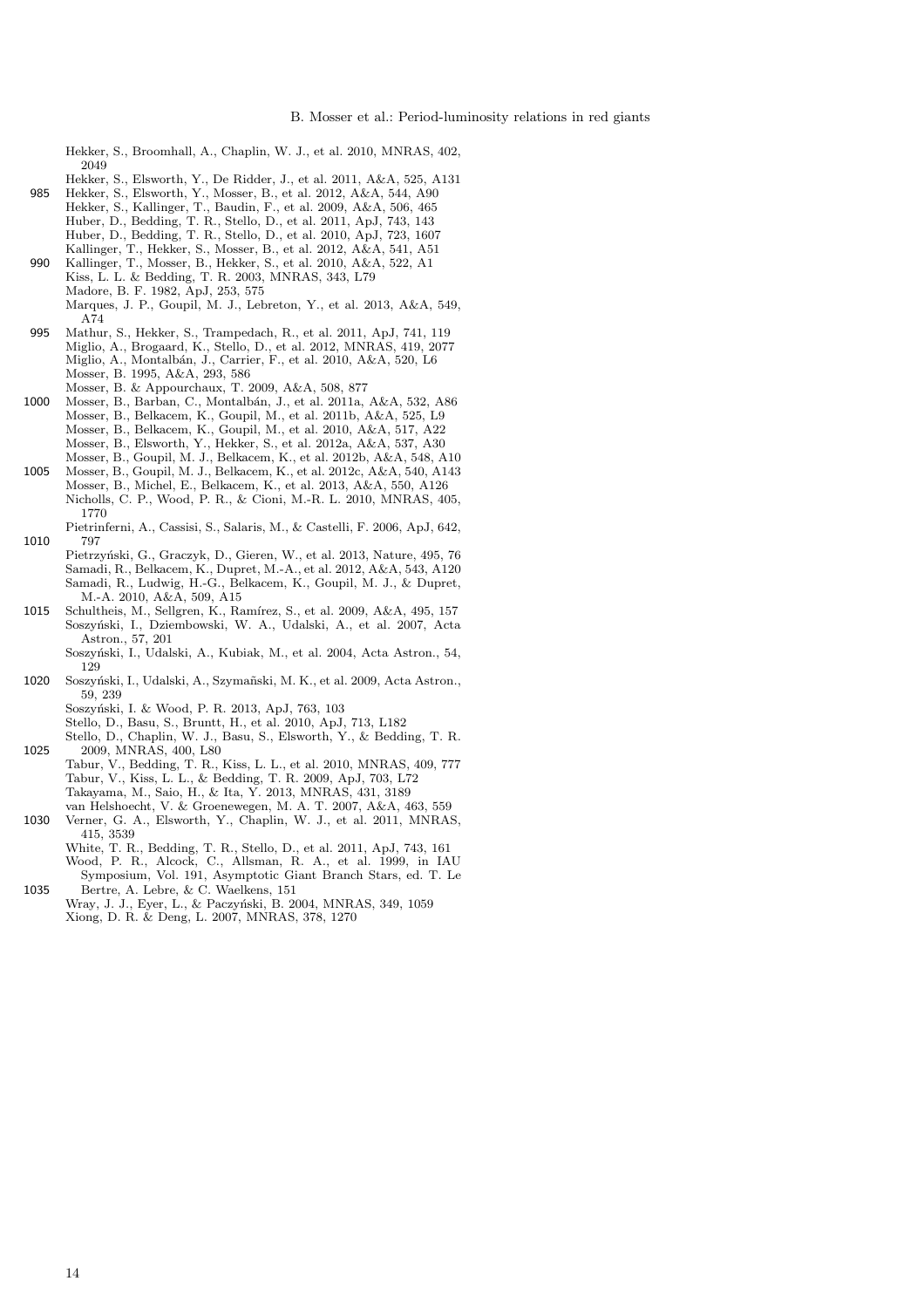Hekker, S., Broomhall, A., Chaplin, W. J., et al. 2010, MNRAS, 402, 2049

Hekker, S., Elsworth, Y., De Ridder, J., et al. 2011, A&A, 525, A131

Hekker, S., Elsworth, Y., Mosser, B., et al. 2012, A&A, 544, A90

Hekker, S., Kallinger, T., Baudin, F., et al. 2009, A&A, 506, 465

Huber, D., Bedding, T. R., Stello, D., et al. 2011, ApJ, 743, 143

Huber, D., Bedding, T. R., Stello, D., et al. 2010, ApJ, 723, 1607

Kallinger, T., Hekker, S., Mosser, B., et al. 2012, A&A, 541, A51

Kallinger, T., Mosser, B., Hekker, S., et al. 2010, A&A, 522, A1

Kiss, L. L. & Bedding, T. R. 2003, MNRAS, 343, L79

Madore, B. F. 1982, ApJ, 253, 575

Marques, J. P., Goupil, M. J., Lebreton, Y., et al. 2013, A&A, 549, A74

Mathur, S., Hekker, S., Trampedach, R., et al. 2011, ApJ, 741, 119

Miglio, A., Brogaard, K., Stello, D., et al. 2012, MNRAS, 419, 2077

Miglio, A., Montalbán, J., Carrier, F., et al. 2010, A&A, 520, L6

Mosser, B. 1995, A&A, 293, 586

Mosser, B. & Appourchaux, T. 2009, A&A, 508, 877

Mosser, B., Barban, C., Montalbán, J., et al. 2011a, A&A, 532, A86

Mosser, B., Belkacem, K., Goupil, M., et al. 2011b, A&A, 525, L9

Mosser, B., Belkacem, K., Goupil, M., et al. 2010, A&A, 517, A22

Mosser, B., Elsworth, Y., Hekker, S., et al. 2012a, A&A, 537, A30

Mosser, B., Goupil, M. J., Belkacem, K., et al. 2012b, A&A, 548, A10

Mosser, B., Goupil, M. J., Belkacem, K., et al. 2012c, A&A, 540, A143

Mosser, B., Michel, E., Belkacem, K., et al. 2013, A&A, 550, A126

Nicholls, C. P., Wood, P. R., & Cioni, M.-R. L. 2010, MNRAS, 405, 1770

Pietrinferni, A., Cassisi, S., Salaris, M., & Castelli, F. 2006, ApJ, 642, 797

Pietrzyński, G., Graczyk, D., Gieren, W., et al. 2013, Nature, 495, 76

Samadi, R., Belkacem, K., Dupret, M.-A., et al. 2012, A&A, 543, A120

Samadi, R., Ludwig, H.-G., Belkacem, K., Goupil, M. J., & Dupret, M.-A. 2010, A&A, 509, A15

Schultheis, M., Sellgren, K., Ramírez, S., et al. 2009, A&A, 495, 157

Soszyński, I., Dziembowski, W. A., Udalski, A., et al. 2007, Acta Astron., 57, 201

Soszyński, I., Udalski, A., Kubiak, M., et al. 2004, Acta Astron., 54, 129

Soszyński, I., Udalski, A., Szymański, M. K., et al. 2009, Acta Astron., 59, 239

Soszyński, I. & Wood, P. R. 2013, ApJ, 763, 103

Stello, D., Basu, S., Bruntt, H., et al. 2010, ApJ, 713, L182

Stello, D., Chaplin, W. J., Basu, S., Elsworth, Y., & Bedding, T. R. 2009, MNRAS, 400, L80

Tabur, V., Bedding, T. R., Kiss, L. L., et al. 2010, MNRAS, 409, 777

Tabur, V., Kiss, L. L., & Bedding, T. R. 2009, ApJ, 703, L72

Takayama, M., Saio, H., & Ita, Y. 2013, MNRAS, 431, 3189

van Helshoecht, V. & Groenewegen, M. A. T. 2007, A&A, 463, 559

Verner, G. A., Elsworth, Y., Chaplin, W. J., et al. 2011, MNRAS, 415, 3539

White, T. R., Bedding, T. R., Stello, D., et al. 2011, ApJ, 743, 161

Wood, P. R., Alcock, C., Allsman, R. A., et al. 1999, in IAU Symposium, Vol. 191, Asymptotic Giant Branch Stars, ed. T. Le Bertre, A. Lebre, & C. Waelkens, 151

Wray, J. J., Eyer, L., & Paczyński, B. 2004, MNRAS, 349, 1059

Xiong, D. R. & Deng, L. 2007, MNRAS, 378, 1270